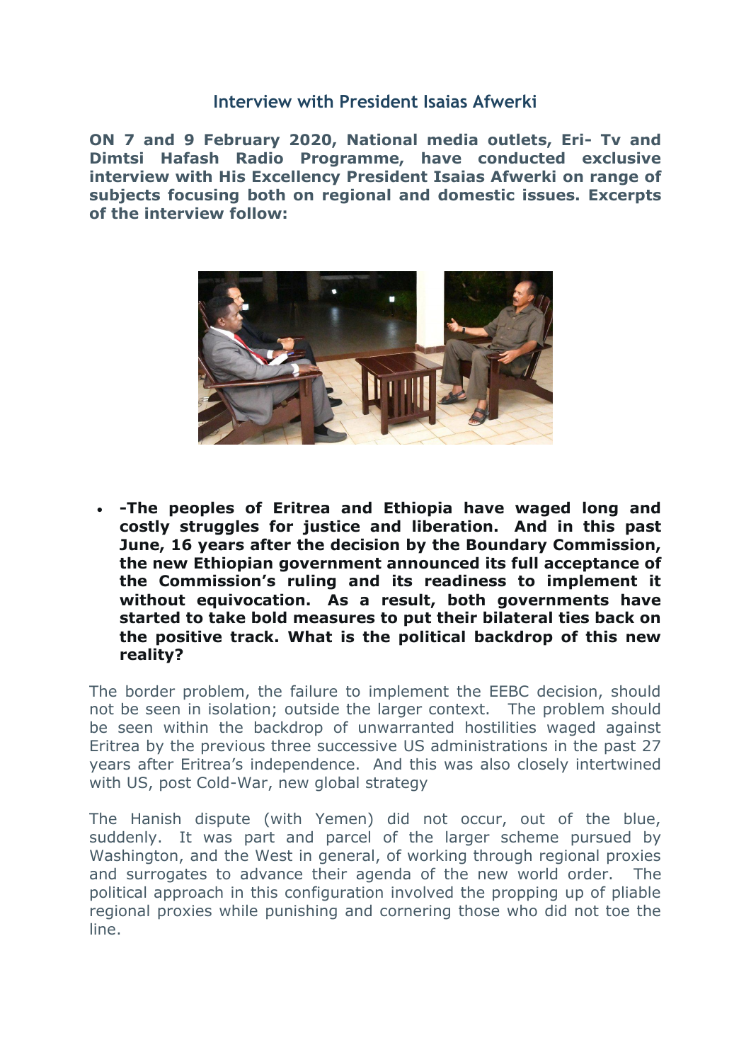## Interview with President Isaias Afwerki

**ON 7 and 9 February 2020, National media outlets, Eri- Tv and Dimtsi Hafash Radio Programme, have conducted exclusive interview with His Excellency President Isaias Afwerki on range of subjects focusing both on regional and domestic issues. Excerpts of the interview follow:**

- **-The peoples of Eritrea and Ethiopia have waged long and costly struggles for justice and liberation. And in this past June, 16 years after the decision by the Boundary Commission, the new Ethiopian government announced its full acceptance of the Commission's ruling and its readiness to implement it without equivocation. As a result, both governments have started to take bold measures to put their bilateral ties back on the positive track. What is the political backdrop of this new reality?**

The border problem, the failure to implement the EEBC decision, should not be seen in isolation; outside the larger context. The problem should be seen within the backdrop of unwarranted hostilities waged against Eritrea by the previous three successive US administrations in the past 27 years after Eritrea's independence. And this was also closely intertwined with US, post Cold-War, new global strategy

The Hanish dispute (with Yemen) did not occur, out of the blue, suddenly. It was part and parcel of the larger scheme pursued by Washington, and the West in general, of working through regional proxies and surrogates to advance their agenda of the new world order. The political approach in this configuration involved the propping up of pliable regional proxies while punishing and cornering those who did not toe the line.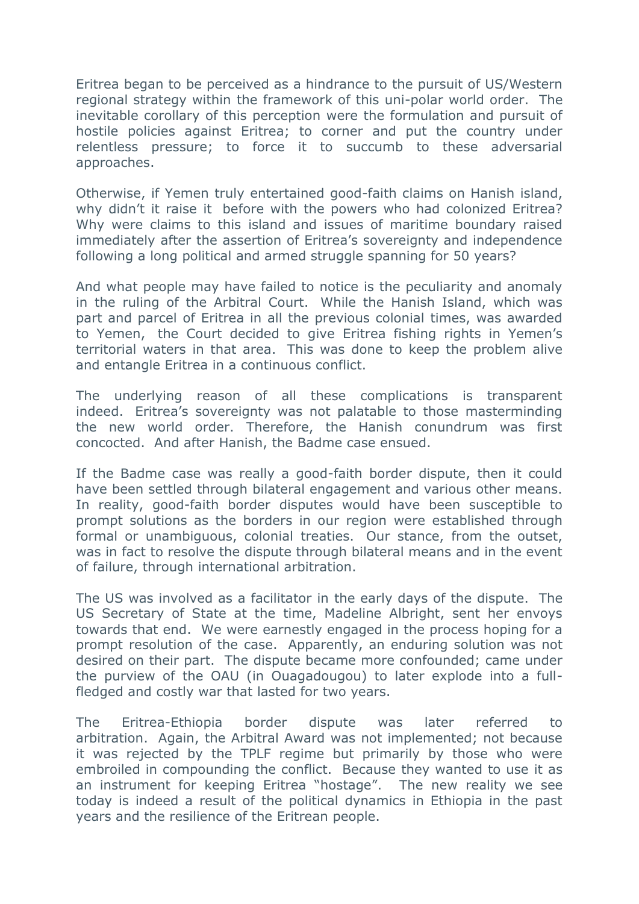Eritrea began to be perceived as a hindrance to the pursuit of US/Western regional strategy within the framework of this uni-polar world order. The inevitable corollary of this perception were the formulation and pursuit of hostile policies against Eritrea; to corner and put the country under relentless pressure; to force it to succumb to these adversarial approaches.

Otherwise, if Yemen truly entertained good-faith claims on Hanish island, why didn't it raise it before with the powers who had colonized Eritrea? Why were claims to this island and issues of maritime boundary raised immediately after the assertion of Eritrea's sovereignty and independence following a long political and armed struggle spanning for 50 years?

And what people may have failed to notice is the peculiarity and anomaly in the ruling of the Arbitral Court. While the Hanish Island, which was part and parcel of Eritrea in all the previous colonial times, was awarded to Yemen, the Court decided to give Eritrea fishing rights in Yemen's territorial waters in that area. This was done to keep the problem alive and entangle Eritrea in a continuous conflict.

The underlying reason of all these complications is transparent indeed. Eritrea's sovereignty was not palatable to those masterminding the new world order. Therefore, the Hanish conundrum was first concocted. And after Hanish, the Badme case ensued.

If the Badme case was really a good-faith border dispute, then it could have been settled through bilateral engagement and various other means. In reality, good-faith border disputes would have been susceptible to prompt solutions as the borders in our region were established through formal or unambiguous, colonial treaties. Our stance, from the outset, was in fact to resolve the dispute through bilateral means and in the event of failure, through international arbitration.

The US was involved as a facilitator in the early days of the dispute. The US Secretary of State at the time, Madeline Albright, sent her envoys towards that end. We were earnestly engaged in the process hoping for a prompt resolution of the case. Apparently, an enduring solution was not desired on their part. The dispute became more confounded; came under the purview of the OAU (in Ouagadougou) to later explode into a full-fledged and costly war that lasted for two years.

The Eritrea-Ethiopia border dispute was later referred to arbitration. Again, the Arbitral Award was not implemented; not because it was rejected by the TPLF regime but primarily by those who were embroiled in compounding the conflict. Because they wanted to use it as an instrument for keeping Eritrea "hostage". The new reality we see today is indeed a result of the political dynamics in Ethiopia in the past years and the resilience of the Eritrean people.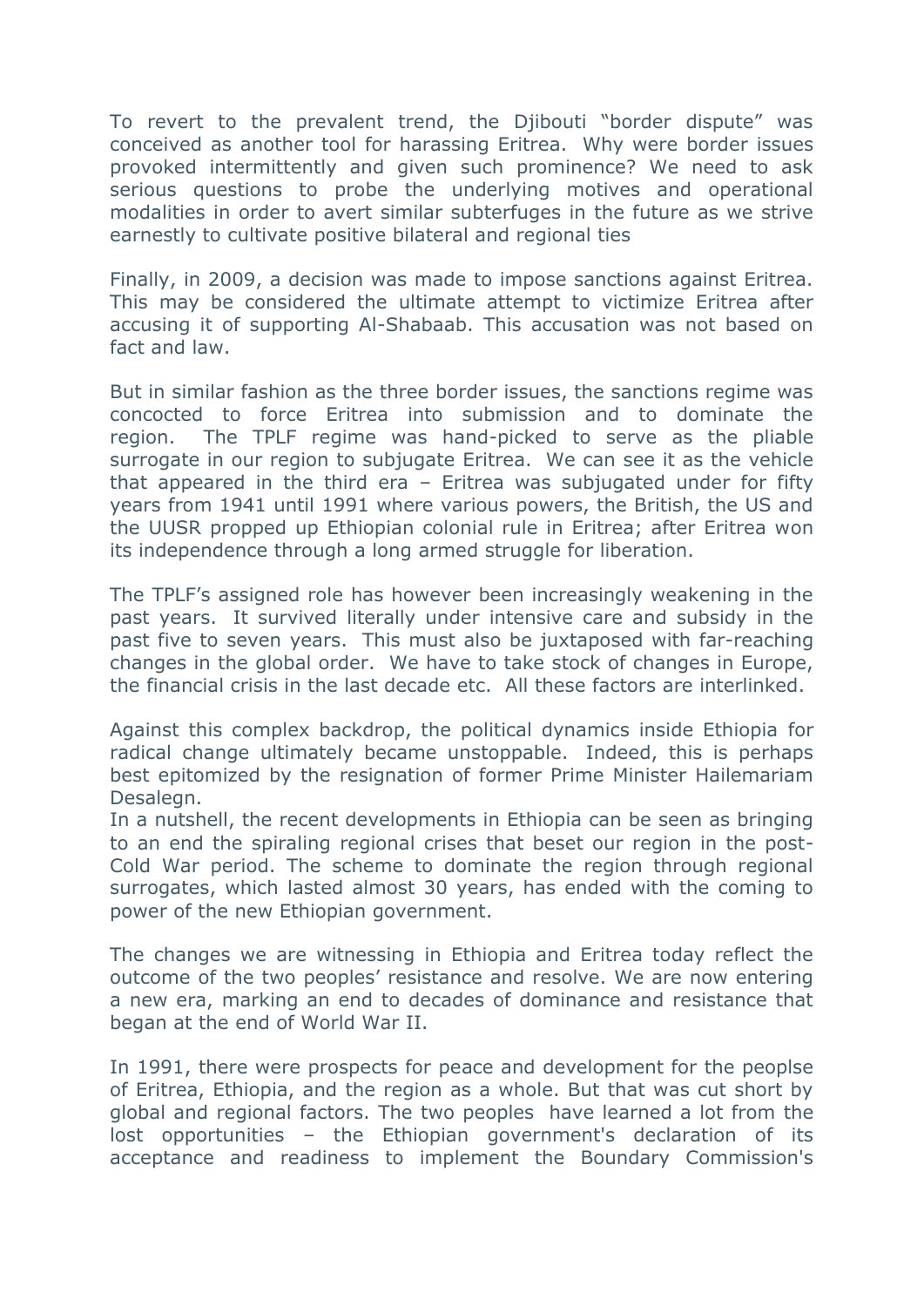To revert to the prevalent trend, the Djibouti "border dispute" was conceived as another tool for harassing Eritrea. Why were border issues provoked intermittently and given such prominence? We need to ask serious questions to probe the underlying motives and operational modalities in order to avert similar subterfuges in the future as we strive earnestly to cultivate positive bilateral and regional ties

Finally, in 2009, a decision was made to impose sanctions against Eritrea. This may be considered the ultimate attempt to victimize Eritrea after accusing it of supporting Al-Shabaab. This accusation was not based on fact and law.

But in similar fashion as the three border issues, the sanctions regime was concocted to force Eritrea into submission and to dominate the region. The TPLF regime was hand-picked to serve as the pliable surrogate in our region to subjugate Eritrea. We can see it as the vehicle that appeared in the third era – Eritrea was subjugated under for fifty years from 1941 until 1991 where various powers, the British, the US and the UUSR propped up Ethiopian colonial rule in Eritrea; after Eritrea won its independence through a long armed struggle for liberation.

The TPLF's assigned role has however been increasingly weakening in the past years. It survived literally under intensive care and subsidy in the past five to seven years. This must also be juxtaposed with far-reaching changes in the global order. We have to take stock of changes in Europe, the financial crisis in the last decade etc. All these factors are interlinked.

Against this complex backdrop, the political dynamics inside Ethiopia for radical change ultimately became unstoppable. Indeed, this is perhaps best epitomized by the resignation of former Prime Minister Hailemariam Desalegn.

In a nutshell, the recent developments in Ethiopia can be seen as bringing to an end the spiraling regional crises that beset our region in the post-Cold War period. The scheme to dominate the region through regional surrogates, which lasted almost 30 years, has ended with the coming to power of the new Ethiopian government.

The changes we are witnessing in Ethiopia and Eritrea today reflect the outcome of the two peoples' resistance and resolve. We are now entering a new era, marking an end to decades of dominance and resistance that began at the end of World War II.

In 1991, there were prospects for peace and development for the peoplse of Eritrea, Ethiopia, and the region as a whole. But that was cut short by global and regional factors. The two peoples have learned a lot from the lost opportunities – the Ethiopian government's declaration of its acceptance and readiness to implement the Boundary Commission's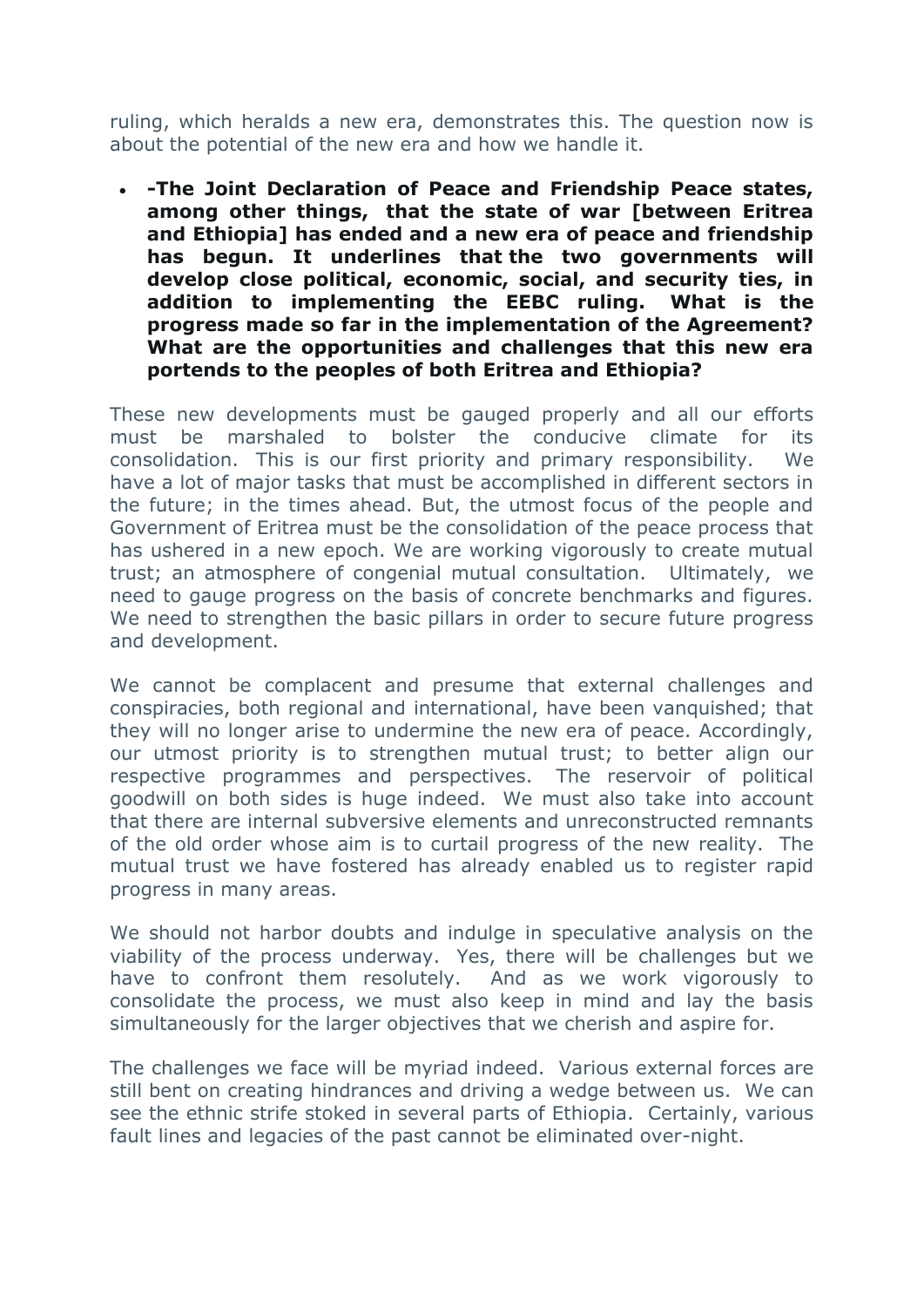ruling, which heralds a new era, demonstrates this. The question now is about the potential of the new era and how we handle it.

- **-The Joint Declaration of Peace and Friendship Peace states, among other things, that the state of war [between Eritrea and Ethiopia] has ended and a new era of peace and friendship has begun. It underlines that the two governments will develop close political, economic, social, and security ties, in addition to implementing the EEBC ruling. What is the progress made so far in the implementation of the Agreement? What are the opportunities and challenges that this new era portends to the peoples of both Eritrea and Ethiopia?**

These new developments must be gauged properly and all our efforts must be marshaled to bolster the conducive climate for its consolidation. This is our first priority and primary responsibility. We have a lot of major tasks that must be accomplished in different sectors in the future; in the times ahead. But, the utmost focus of the people and Government of Eritrea must be the consolidation of the peace process that has ushered in a new epoch. We are working vigorously to create mutual trust; an atmosphere of congenial mutual consultation. Ultimately, we need to gauge progress on the basis of concrete benchmarks and figures. We need to strengthen the basic pillars in order to secure future progress and development.

We cannot be complacent and presume that external challenges and conspiracies, both regional and international, have been vanquished; that they will no longer arise to undermine the new era of peace. Accordingly, our utmost priority is to strengthen mutual trust; to better align our respective programmes and perspectives. The reservoir of political goodwill on both sides is huge indeed. We must also take into account that there are internal subversive elements and unreconstructed remnants of the old order whose aim is to curtail progress of the new reality. The mutual trust we have fostered has already enabled us to register rapid progress in many areas.

We should not harbor doubts and indulge in speculative analysis on the viability of the process underway. Yes, there will be challenges but we have to confront them resolutely. And as we work vigorously to consolidate the process, we must also keep in mind and lay the basis simultaneously for the larger objectives that we cherish and aspire for.

The challenges we face will be myriad indeed. Various external forces are still bent on creating hindrances and driving a wedge between us. We can see the ethnic strife stoked in several parts of Ethiopia. Certainly, various fault lines and legacies of the past cannot be eliminated over-night.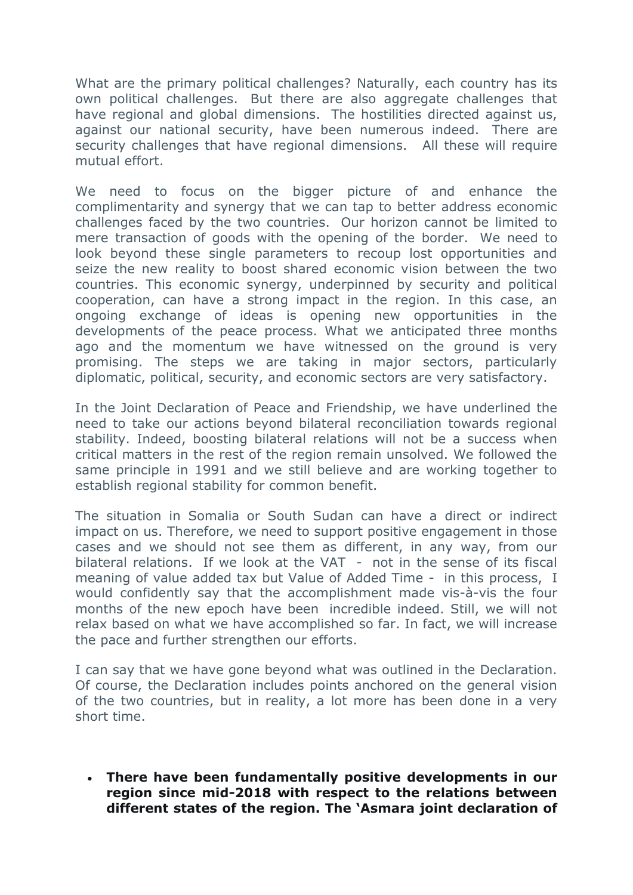What are the primary political challenges? Naturally, each country has its own political challenges. But there are also aggregate challenges that have regional and global dimensions. The hostilities directed against us, against our national security, have been numerous indeed. There are security challenges that have regional dimensions. All these will require mutual effort.

We need to focus on the bigger picture of and enhance the complimentarity and synergy that we can tap to better address economic challenges faced by the two countries. Our horizon cannot be limited to mere transaction of goods with the opening of the border. We need to look beyond these single parameters to recoup lost opportunities and seize the new reality to boost shared economic vision between the two countries. This economic synergy, underpinned by security and political cooperation, can have a strong impact in the region. In this case, an ongoing exchange of ideas is opening new opportunities in the developments of the peace process. What we anticipated three months ago and the momentum we have witnessed on the ground is very promising. The steps we are taking in major sectors, particularly diplomatic, political, security, and economic sectors are very satisfactory.

In the Joint Declaration of Peace and Friendship, we have underlined the need to take our actions beyond bilateral reconciliation towards regional stability. Indeed, boosting bilateral relations will not be a success when critical matters in the rest of the region remain unsolved. We followed the same principle in 1991 and we still believe and are working together to establish regional stability for common benefit.

The situation in Somalia or South Sudan can have a direct or indirect impact on us. Therefore, we need to support positive engagement in those cases and we should not see them as different, in any way, from our bilateral relations. If we look at the VAT - not in the sense of its fiscal meaning of value added tax but Value of Added Time - in this process, I would confidently say that the accomplishment made vis-à-vis the four months of the new epoch have been incredible indeed. Still, we will not relax based on what we have accomplished so far. In fact, we will increase the pace and further strengthen our efforts.

I can say that we have gone beyond what was outlined in the Declaration. Of course, the Declaration includes points anchored on the general vision of the two countries, but in reality, a lot more has been done in a very short time.

- **There have been fundamentally positive developments in our region since mid-2018 with respect to the relations between different states of the region. The 'Asmara joint declaration of**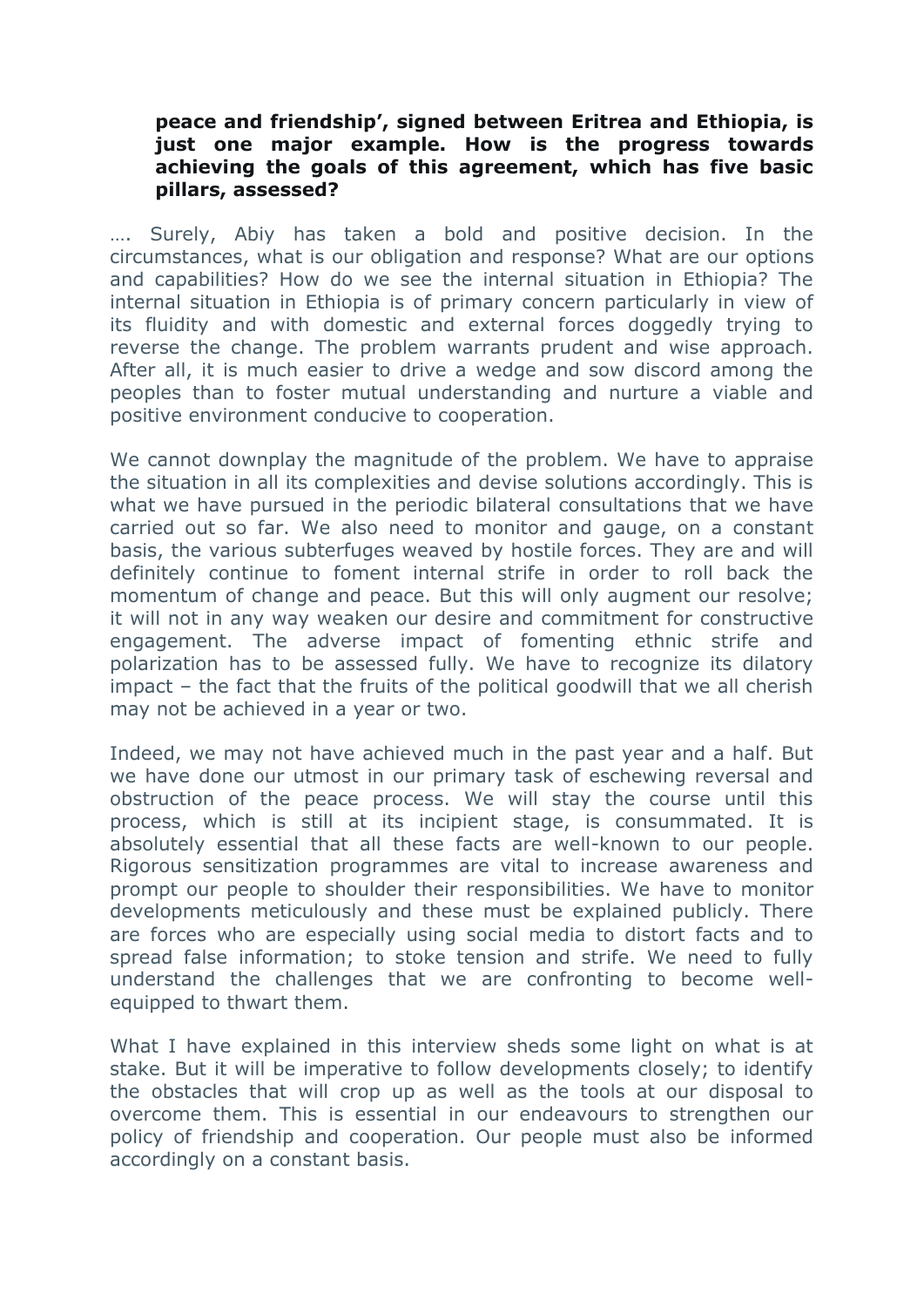**peace and friendship', signed between Eritrea and Ethiopia, is just one major example. How is the progress towards achieving the goals of this agreement, which has five basic pillars, assessed?**

…. Surely, Abiy has taken a bold and positive decision. In the circumstances, what is our obligation and response? What are our options and capabilities? How do we see the internal situation in Ethiopia? The internal situation in Ethiopia is of primary concern particularly in view of its fluidity and with domestic and external forces doggedly trying to reverse the change. The problem warrants prudent and wise approach. After all, it is much easier to drive a wedge and sow discord among the peoples than to foster mutual understanding and nurture a viable and positive environment conducive to cooperation.

We cannot downplay the magnitude of the problem. We have to appraise the situation in all its complexities and devise solutions accordingly. This is what we have pursued in the periodic bilateral consultations that we have carried out so far. We also need to monitor and gauge, on a constant basis, the various subterfuges weaved by hostile forces. They are and will definitely continue to foment internal strife in order to roll back the momentum of change and peace. But this will only augment our resolve; it will not in any way weaken our desire and commitment for constructive engagement. The adverse impact of fomenting ethnic strife and polarization has to be assessed fully. We have to recognize its dilatory impact – the fact that the fruits of the political goodwill that we all cherish may not be achieved in a year or two.

Indeed, we may not have achieved much in the past year and a half. But we have done our utmost in our primary task of eschewing reversal and obstruction of the peace process. We will stay the course until this process, which is still at its incipient stage, is consummated. It is absolutely essential that all these facts are well-known to our people. Rigorous sensitization programmes are vital to increase awareness and prompt our people to shoulder their responsibilities. We have to monitor developments meticulously and these must be explained publicly. There are forces who are especially using social media to distort facts and to spread false information; to stoke tension and strife. We need to fully understand the challenges that we are confronting to become well-equipped to thwart them.

What I have explained in this interview sheds some light on what is at stake. But it will be imperative to follow developments closely; to identify the obstacles that will crop up as well as the tools at our disposal to overcome them. This is essential in our endeavours to strengthen our policy of friendship and cooperation. Our people must also be informed accordingly on a constant basis.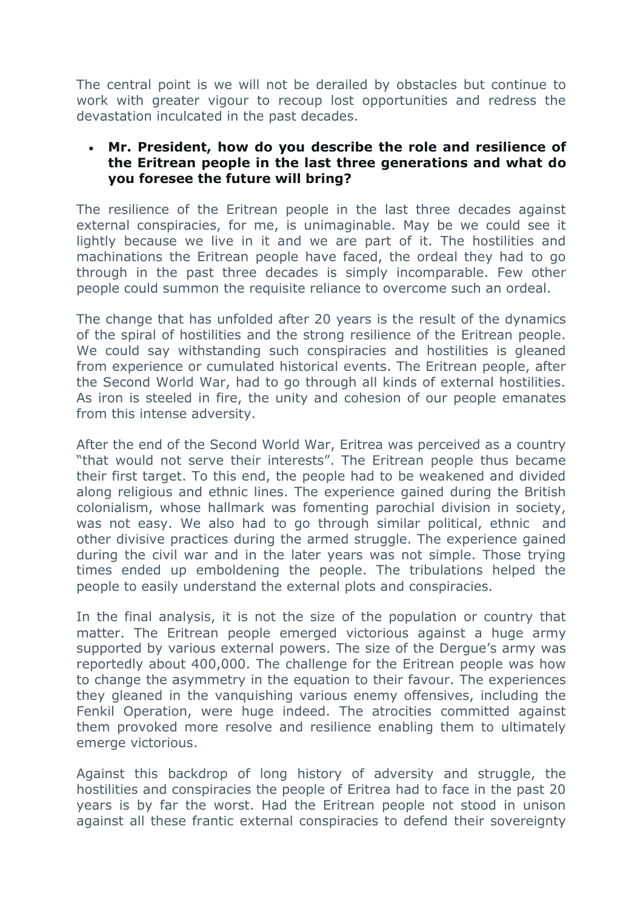The central point is we will not be derailed by obstacles but continue to work with greater vigour to recoup lost opportunities and redress the devastation inculcated in the past decades.

- **Mr. President, how do you describe the role and resilience of the Eritrean people in the last three generations and what do you foresee the future will bring?**

The resilience of the Eritrean people in the last three decades against external conspiracies, for me, is unimaginable. May be we could see it lightly because we live in it and we are part of it. The hostilities and machinations the Eritrean people have faced, the ordeal they had to go through in the past three decades is simply incomparable. Few other people could summon the requisite reliance to overcome such an ordeal.

The change that has unfolded after 20 years is the result of the dynamics of the spiral of hostilities and the strong resilience of the Eritrean people. We could say withstanding such conspiracies and hostilities is gleaned from experience or cumulated historical events. The Eritrean people, after the Second World War, had to go through all kinds of external hostilities. As iron is steeled in fire, the unity and cohesion of our people emanates from this intense adversity.

After the end of the Second World War, Eritrea was perceived as a country "that would not serve their interests". The Eritrean people thus became their first target. To this end, the people had to be weakened and divided along religious and ethnic lines. The experience gained during the British colonialism, whose hallmark was fomenting parochial division in society, was not easy. We also had to go through similar political, ethnic and other divisive practices during the armed struggle. The experience gained during the civil war and in the later years was not simple. Those trying times ended up emboldening the people. The tribulations helped the people to easily understand the external plots and conspiracies.

In the final analysis, it is not the size of the population or country that matter. The Eritrean people emerged victorious against a huge army supported by various external powers. The size of the Dergue's army was reportedly about 400,000. The challenge for the Eritrean people was how to change the asymmetry in the equation to their favour. The experiences they gleaned in the vanquishing various enemy offensives, including the Fenkil Operation, were huge indeed. The atrocities committed against them provoked more resolve and resilience enabling them to ultimately emerge victorious.

Against this backdrop of long history of adversity and struggle, the hostilities and conspiracies the people of Eritrea had to face in the past 20 years is by far the worst. Had the Eritrean people not stood in unison against all these frantic external conspiracies to defend their sovereignty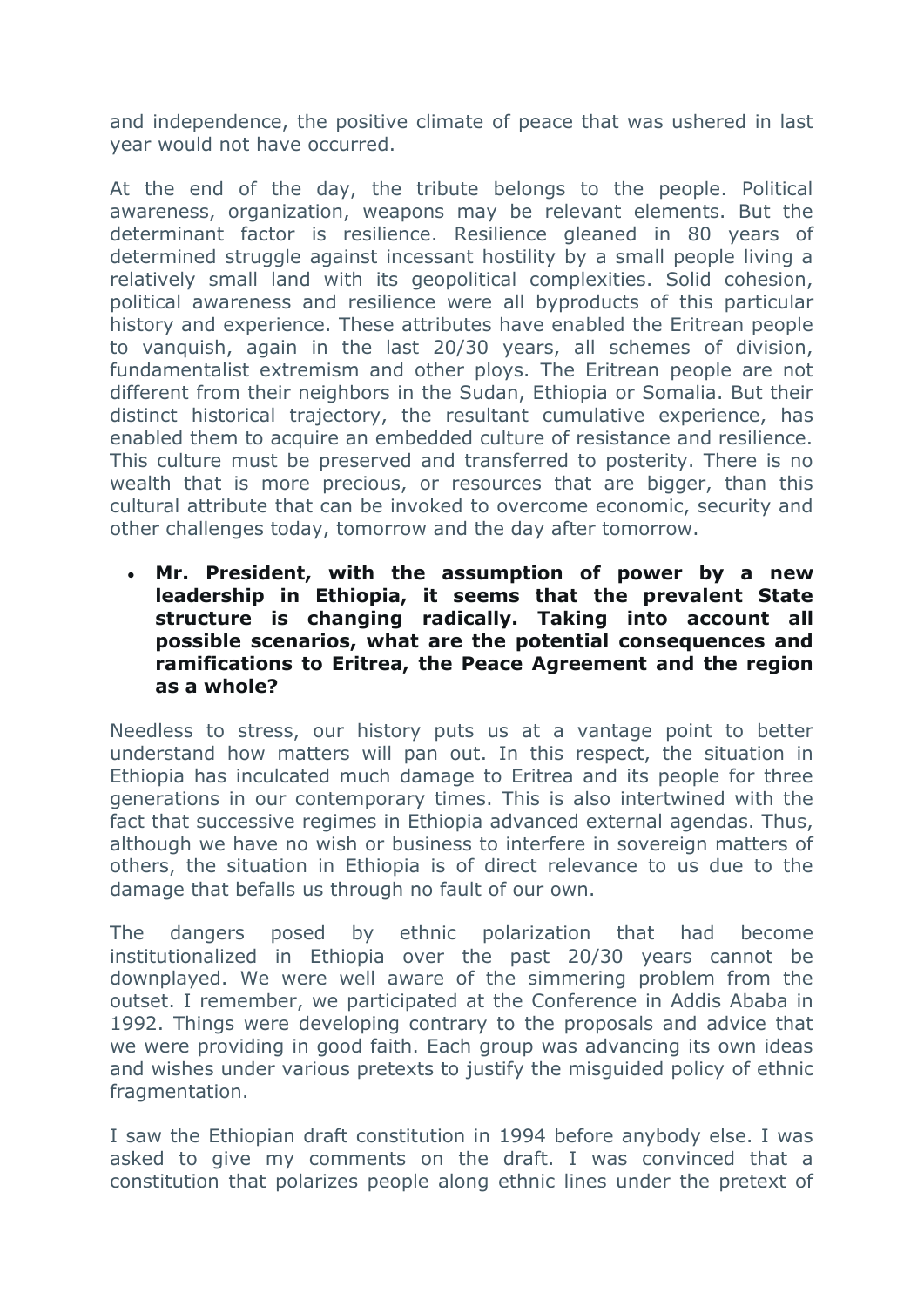and independence, the positive climate of peace that was ushered in last year would not have occurred.

At the end of the day, the tribute belongs to the people. Political awareness, organization, weapons may be relevant elements. But the determinant factor is resilience. Resilience gleaned in 80 years of determined struggle against incessant hostility by a small people living a relatively small land with its geopolitical complexities. Solid cohesion, political awareness and resilience were all byproducts of this particular history and experience. These attributes have enabled the Eritrean people to vanquish, again in the last 20/30 years, all schemes of division, fundamentalist extremism and other ploys. The Eritrean people are not different from their neighbors in the Sudan, Ethiopia or Somalia. But their distinct historical trajectory, the resultant cumulative experience, has enabled them to acquire an embedded culture of resistance and resilience. This culture must be preserved and transferred to posterity. There is no wealth that is more precious, or resources that are bigger, than this cultural attribute that can be invoked to overcome economic, security and other challenges today, tomorrow and the day after tomorrow.

- **Mr. President, with the assumption of power by a new leadership in Ethiopia, it seems that the prevalent State structure is changing radically. Taking into account all possible scenarios, what are the potential consequences and ramifications to Eritrea, the Peace Agreement and the region as a whole?**

Needless to stress, our history puts us at a vantage point to better understand how matters will pan out. In this respect, the situation in Ethiopia has inculcated much damage to Eritrea and its people for three generations in our contemporary times. This is also intertwined with the fact that successive regimes in Ethiopia advanced external agendas. Thus, although we have no wish or business to interfere in sovereign matters of others, the situation in Ethiopia is of direct relevance to us due to the damage that befalls us through no fault of our own.

The dangers posed by ethnic polarization that had become institutionalized in Ethiopia over the past 20/30 years cannot be downplayed. We were well aware of the simmering problem from the outset. I remember, we participated at the Conference in Addis Ababa in 1992. Things were developing contrary to the proposals and advice that we were providing in good faith. Each group was advancing its own ideas and wishes under various pretexts to justify the misguided policy of ethnic fragmentation.

I saw the Ethiopian draft constitution in 1994 before anybody else. I was asked to give my comments on the draft. I was convinced that a constitution that polarizes people along ethnic lines under the pretext of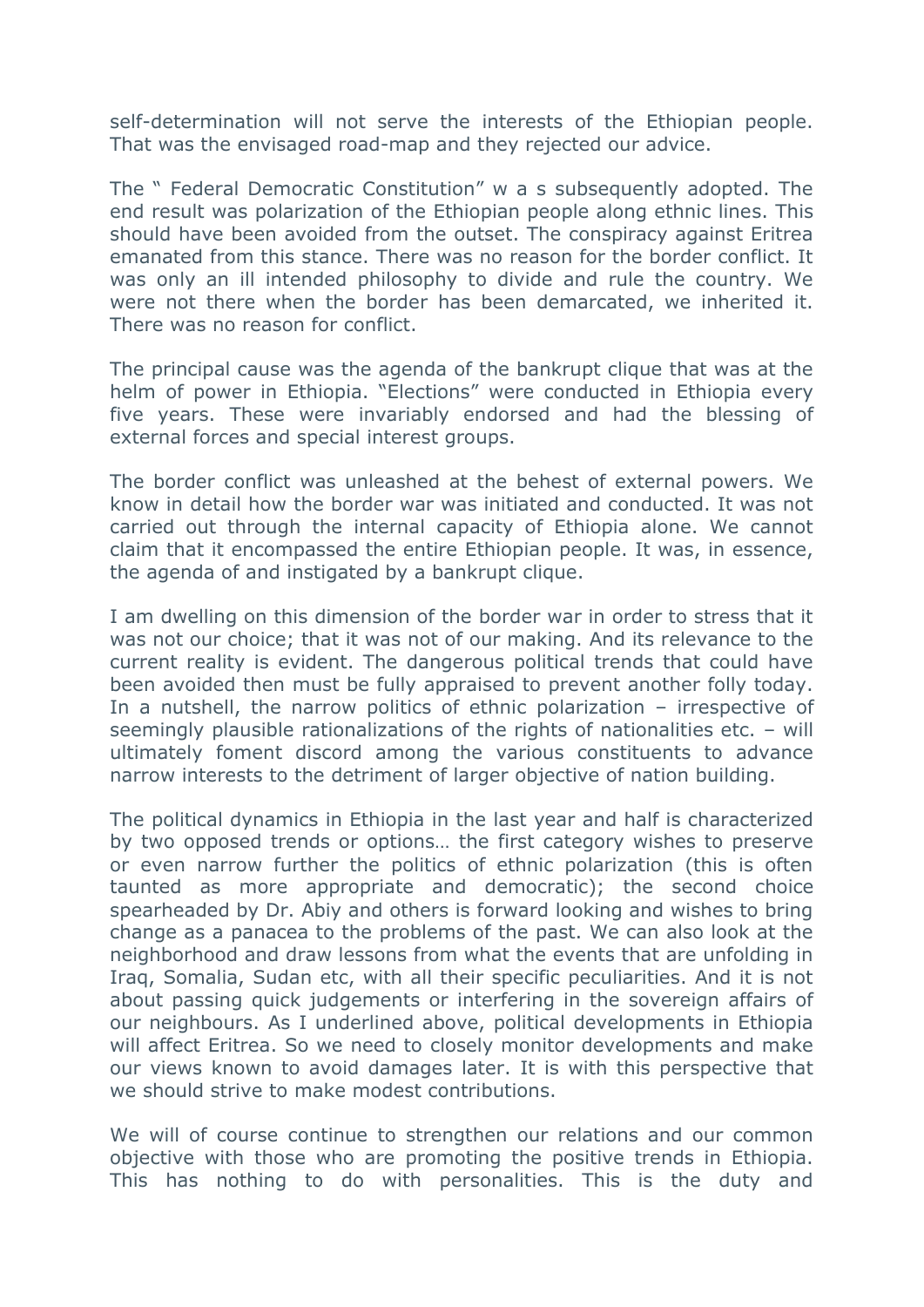self-determination will not serve the interests of the Ethiopian people. That was the envisaged road-map and they rejected our advice.

The " Federal Democratic Constitution" w a s subsequently adopted. The end result was polarization of the Ethiopian people along ethnic lines. This should have been avoided from the outset. The conspiracy against Eritrea emanated from this stance. There was no reason for the border conflict. It was only an ill intended philosophy to divide and rule the country. We were not there when the border has been demarcated, we inherited it. There was no reason for conflict.

The principal cause was the agenda of the bankrupt clique that was at the helm of power in Ethiopia. "Elections" were conducted in Ethiopia every five years. These were invariably endorsed and had the blessing of external forces and special interest groups.

The border conflict was unleashed at the behest of external powers. We know in detail how the border war was initiated and conducted. It was not carried out through the internal capacity of Ethiopia alone. We cannot claim that it encompassed the entire Ethiopian people. It was, in essence, the agenda of and instigated by a bankrupt clique.

I am dwelling on this dimension of the border war in order to stress that it was not our choice; that it was not of our making. And its relevance to the current reality is evident. The dangerous political trends that could have been avoided then must be fully appraised to prevent another folly today. In a nutshell, the narrow politics of ethnic polarization – irrespective of seemingly plausible rationalizations of the rights of nationalities etc. – will ultimately foment discord among the various constituents to advance narrow interests to the detriment of larger objective of nation building.

The political dynamics in Ethiopia in the last year and half is characterized by two opposed trends or options… the first category wishes to preserve or even narrow further the politics of ethnic polarization (this is often taunted as more appropriate and democratic); the second choice spearheaded by Dr. Abiy and others is forward looking and wishes to bring change as a panacea to the problems of the past. We can also look at the neighborhood and draw lessons from what the events that are unfolding in Iraq, Somalia, Sudan etc, with all their specific peculiarities. And it is not about passing quick judgements or interfering in the sovereign affairs of our neighbours. As I underlined above, political developments in Ethiopia will affect Eritrea. So we need to closely monitor developments and make our views known to avoid damages later. It is with this perspective that we should strive to make modest contributions.

We will of course continue to strengthen our relations and our common objective with those who are promoting the positive trends in Ethiopia. This has nothing to do with personalities. This is the duty and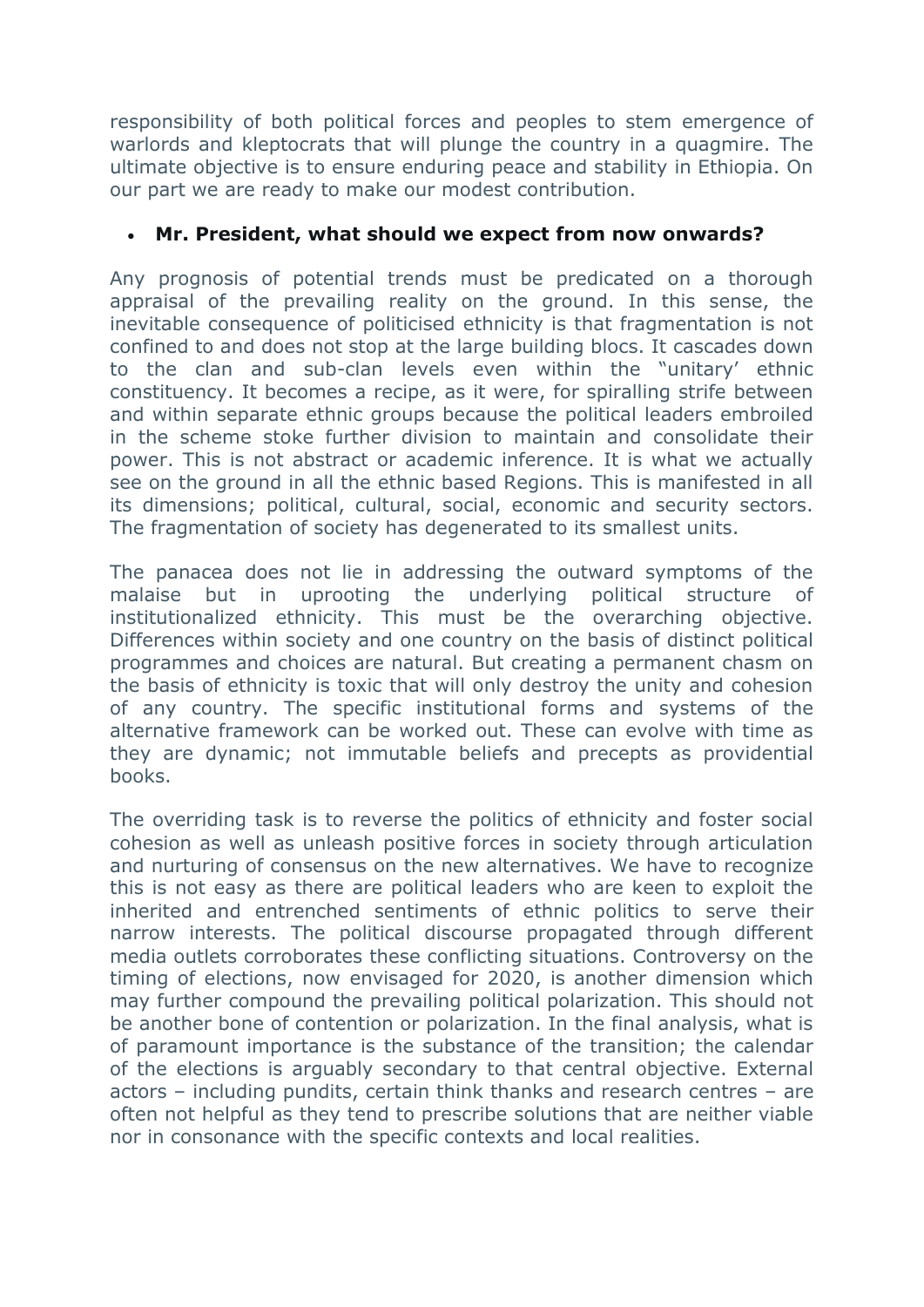responsibility of both political forces and peoples to stem emergence of warlords and kleptocrats that will plunge the country in a quagmire. The ultimate objective is to ensure enduring peace and stability in Ethiopia. On our part we are ready to make our modest contribution.

- **Mr. President, what should we expect from now onwards?**

Any prognosis of potential trends must be predicated on a thorough appraisal of the prevailing reality on the ground. In this sense, the inevitable consequence of politicised ethnicity is that fragmentation is not confined to and does not stop at the large building blocs. It cascades down to the clan and sub-clan levels even within the "unitary' ethnic constituency. It becomes a recipe, as it were, for spiralling strife between and within separate ethnic groups because the political leaders embroiled in the scheme stoke further division to maintain and consolidate their power. This is not abstract or academic inference. It is what we actually see on the ground in all the ethnic based Regions. This is manifested in all its dimensions; political, cultural, social, economic and security sectors. The fragmentation of society has degenerated to its smallest units.

The panacea does not lie in addressing the outward symptoms of the malaise but in uprooting the underlying political structure of institutionalized ethnicity. This must be the overarching objective. Differences within society and one country on the basis of distinct political programmes and choices are natural. But creating a permanent chasm on the basis of ethnicity is toxic that will only destroy the unity and cohesion of any country. The specific institutional forms and systems of the alternative framework can be worked out. These can evolve with time as they are dynamic; not immutable beliefs and precepts as providential books.

The overriding task is to reverse the politics of ethnicity and foster social cohesion as well as unleash positive forces in society through articulation and nurturing of consensus on the new alternatives. We have to recognize this is not easy as there are political leaders who are keen to exploit the inherited and entrenched sentiments of ethnic politics to serve their narrow interests. The political discourse propagated through different media outlets corroborates these conflicting situations. Controversy on the timing of elections, now envisaged for 2020, is another dimension which may further compound the prevailing political polarization. This should not be another bone of contention or polarization. In the final analysis, what is of paramount importance is the substance of the transition; the calendar of the elections is arguably secondary to that central objective. External actors – including pundits, certain think thanks and research centres – are often not helpful as they tend to prescribe solutions that are neither viable nor in consonance with the specific contexts and local realities.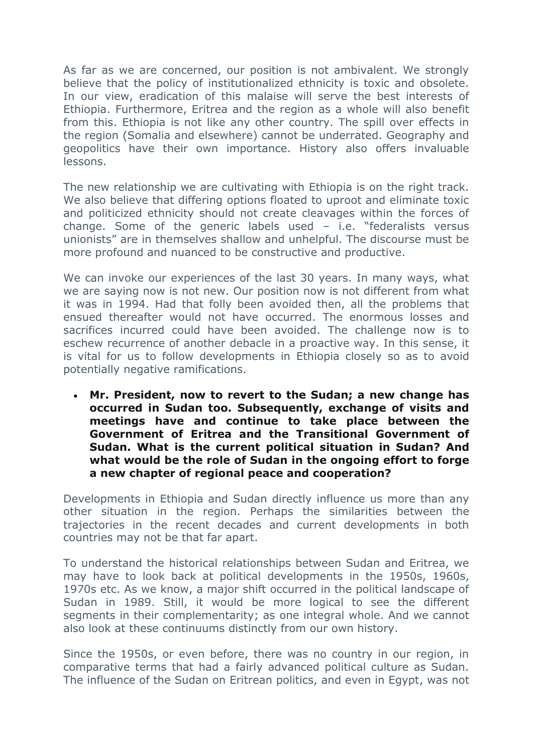As far as we are concerned, our position is not ambivalent. We strongly believe that the policy of institutionalized ethnicity is toxic and obsolete. In our view, eradication of this malaise will serve the best interests of Ethiopia. Furthermore, Eritrea and the region as a whole will also benefit from this. Ethiopia is not like any other country. The spill over effects in the region (Somalia and elsewhere) cannot be underrated. Geography and geopolitics have their own importance. History also offers invaluable lessons.

The new relationship we are cultivating with Ethiopia is on the right track. We also believe that differing options floated to uproot and eliminate toxic and politicized ethnicity should not create cleavages within the forces of change. Some of the generic labels used – i.e. "federalists versus unionists" are in themselves shallow and unhelpful. The discourse must be more profound and nuanced to be constructive and productive.

We can invoke our experiences of the last 30 years. In many ways, what we are saying now is not new. Our position now is not different from what it was in 1994. Had that folly been avoided then, all the problems that ensued thereafter would not have occurred. The enormous losses and sacrifices incurred could have been avoided. The challenge now is to eschew recurrence of another debacle in a proactive way. In this sense, it is vital for us to follow developments in Ethiopia closely so as to avoid potentially negative ramifications.

- **Mr. President, now to revert to the Sudan; a new change has occurred in Sudan too. Subsequently, exchange of visits and meetings have and continue to take place between the Government of Eritrea and the Transitional Government of Sudan. What is the current political situation in Sudan? And what would be the role of Sudan in the ongoing effort to forge a new chapter of regional peace and cooperation?**

Developments in Ethiopia and Sudan directly influence us more than any other situation in the region. Perhaps the similarities between the trajectories in the recent decades and current developments in both countries may not be that far apart.

To understand the historical relationships between Sudan and Eritrea, we may have to look back at political developments in the 1950s, 1960s, 1970s etc. As we know, a major shift occurred in the political landscape of Sudan in 1989. Still, it would be more logical to see the different segments in their complementarity; as one integral whole. And we cannot also look at these continuums distinctly from our own history.

Since the 1950s, or even before, there was no country in our region, in comparative terms that had a fairly advanced political culture as Sudan. The influence of the Sudan on Eritrean politics, and even in Egypt, was not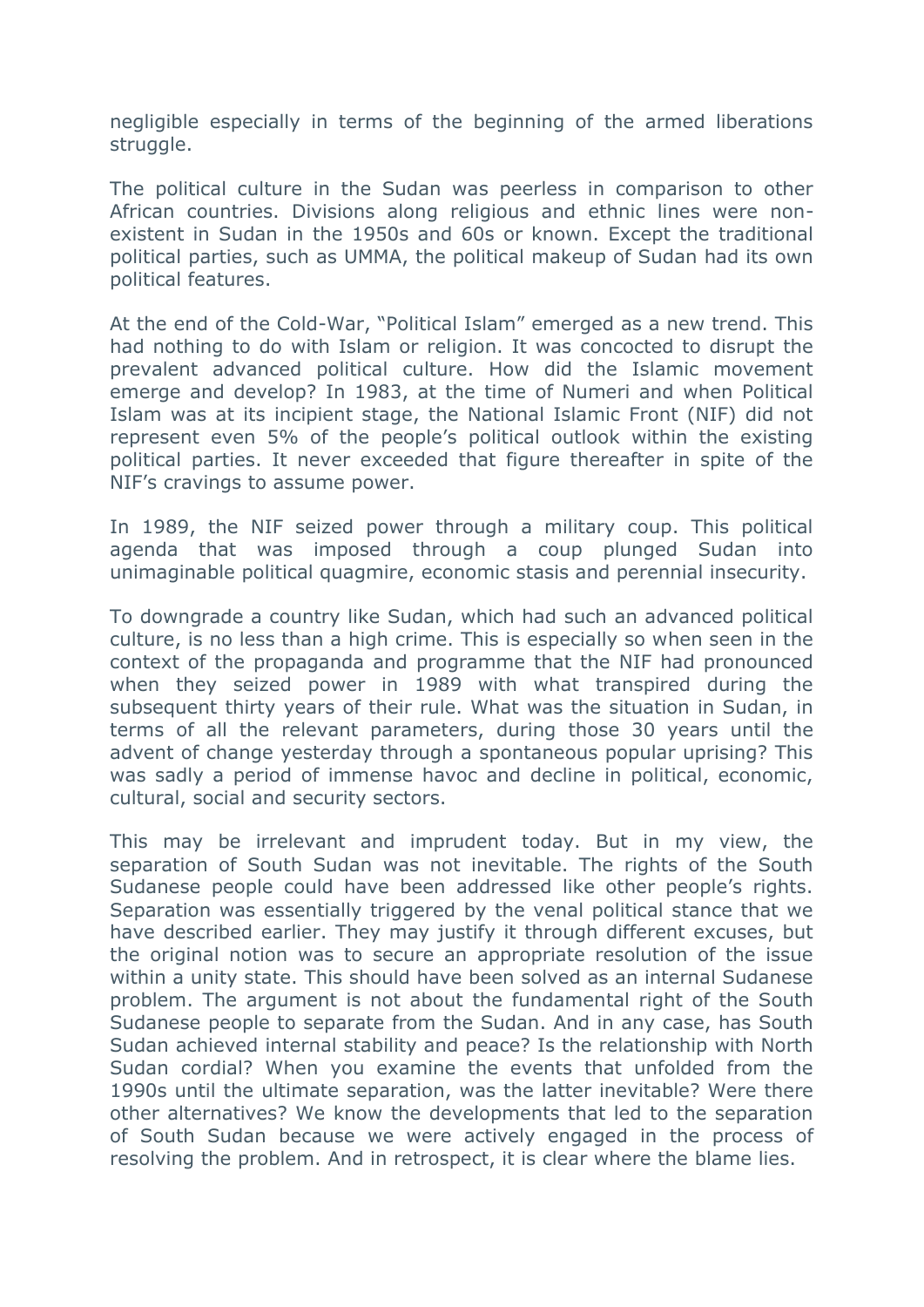negligible especially in terms of the beginning of the armed liberations struggle.

The political culture in the Sudan was peerless in comparison to other African countries. Divisions along religious and ethnic lines were non-existent in Sudan in the 1950s and 60s or known. Except the traditional political parties, such as UMMA, the political makeup of Sudan had its own political features.

At the end of the Cold-War, "Political Islam" emerged as a new trend. This had nothing to do with Islam or religion. It was concocted to disrupt the prevalent advanced political culture. How did the Islamic movement emerge and develop? In 1983, at the time of Numeri and when Political Islam was at its incipient stage, the National Islamic Front (NIF) did not represent even 5% of the people's political outlook within the existing political parties. It never exceeded that figure thereafter in spite of the NIF's cravings to assume power.

In 1989, the NIF seized power through a military coup. This political agenda that was imposed through a coup plunged Sudan into unimaginable political quagmire, economic stasis and perennial insecurity.

To downgrade a country like Sudan, which had such an advanced political culture, is no less than a high crime. This is especially so when seen in the context of the propaganda and programme that the NIF had pronounced when they seized power in 1989 with what transpired during the subsequent thirty years of their rule. What was the situation in Sudan, in terms of all the relevant parameters, during those 30 years until the advent of change yesterday through a spontaneous popular uprising? This was sadly a period of immense havoc and decline in political, economic, cultural, social and security sectors.

This may be irrelevant and imprudent today. But in my view, the separation of South Sudan was not inevitable. The rights of the South Sudanese people could have been addressed like other people's rights. Separation was essentially triggered by the venal political stance that we have described earlier. They may justify it through different excuses, but the original notion was to secure an appropriate resolution of the issue within a unity state. This should have been solved as an internal Sudanese problem. The argument is not about the fundamental right of the South Sudanese people to separate from the Sudan. And in any case, has South Sudan achieved internal stability and peace? Is the relationship with North Sudan cordial? When you examine the events that unfolded from the 1990s until the ultimate separation, was the latter inevitable? Were there other alternatives? We know the developments that led to the separation of South Sudan because we were actively engaged in the process of resolving the problem. And in retrospect, it is clear where the blame lies.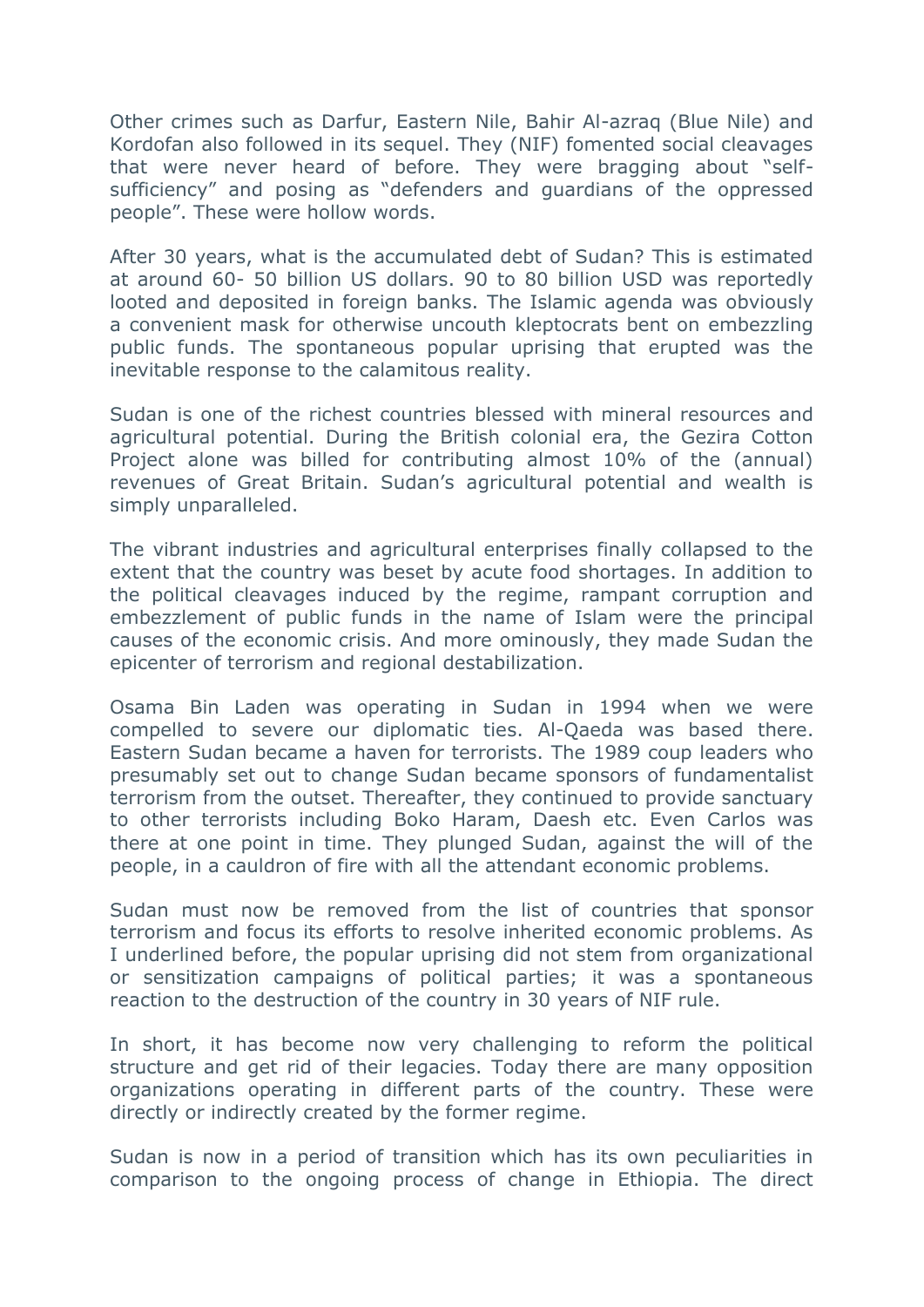Other crimes such as Darfur, Eastern Nile, Bahir Al-azraq (Blue Nile) and Kordofan also followed in its sequel. They (NIF) fomented social cleavages that were never heard of before. They were bragging about "self-sufficiency" and posing as "defenders and guardians of the oppressed people". These were hollow words.

After 30 years, what is the accumulated debt of Sudan? This is estimated at around 60- 50 billion US dollars. 90 to 80 billion USD was reportedly looted and deposited in foreign banks. The Islamic agenda was obviously a convenient mask for otherwise uncouth kleptocrats bent on embezzling public funds. The spontaneous popular uprising that erupted was the inevitable response to the calamitous reality.

Sudan is one of the richest countries blessed with mineral resources and agricultural potential. During the British colonial era, the Gezira Cotton Project alone was billed for contributing almost 10% of the (annual) revenues of Great Britain. Sudan's agricultural potential and wealth is simply unparalleled.

The vibrant industries and agricultural enterprises finally collapsed to the extent that the country was beset by acute food shortages. In addition to the political cleavages induced by the regime, rampant corruption and embezzlement of public funds in the name of Islam were the principal causes of the economic crisis. And more ominously, they made Sudan the epicenter of terrorism and regional destabilization.

Osama Bin Laden was operating in Sudan in 1994 when we were compelled to severe our diplomatic ties. Al-Qaeda was based there. Eastern Sudan became a haven for terrorists. The 1989 coup leaders who presumably set out to change Sudan became sponsors of fundamentalist terrorism from the outset. Thereafter, they continued to provide sanctuary to other terrorists including Boko Haram, Daesh etc. Even Carlos was there at one point in time. They plunged Sudan, against the will of the people, in a cauldron of fire with all the attendant economic problems.

Sudan must now be removed from the list of countries that sponsor terrorism and focus its efforts to resolve inherited economic problems. As I underlined before, the popular uprising did not stem from organizational or sensitization campaigns of political parties; it was a spontaneous reaction to the destruction of the country in 30 years of NIF rule.

In short, it has become now very challenging to reform the political structure and get rid of their legacies. Today there are many opposition organizations operating in different parts of the country. These were directly or indirectly created by the former regime.

Sudan is now in a period of transition which has its own peculiarities in comparison to the ongoing process of change in Ethiopia. The direct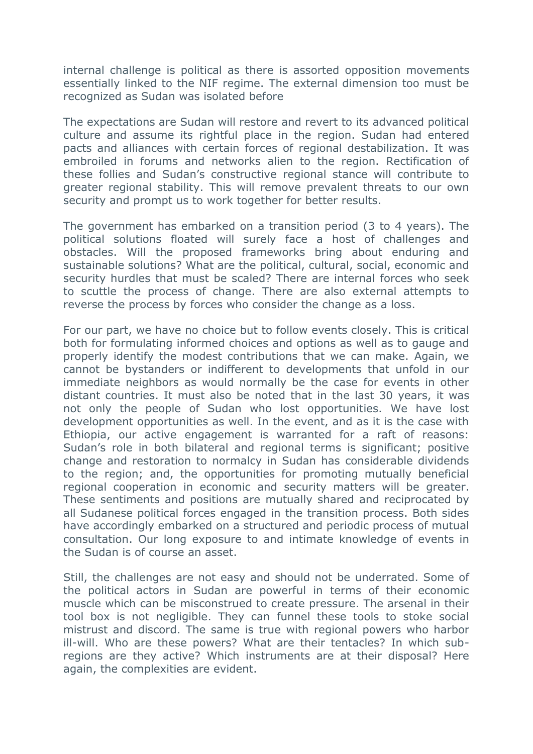internal challenge is political as there is assorted opposition movements essentially linked to the NIF regime. The external dimension too must be recognized as Sudan was isolated before

The expectations are Sudan will restore and revert to its advanced political culture and assume its rightful place in the region. Sudan had entered pacts and alliances with certain forces of regional destabilization. It was embroiled in forums and networks alien to the region. Rectification of these follies and Sudan's constructive regional stance will contribute to greater regional stability. This will remove prevalent threats to our own security and prompt us to work together for better results.

The government has embarked on a transition period (3 to 4 years). The political solutions floated will surely face a host of challenges and obstacles. Will the proposed frameworks bring about enduring and sustainable solutions? What are the political, cultural, social, economic and security hurdles that must be scaled? There are internal forces who seek to scuttle the process of change. There are also external attempts to reverse the process by forces who consider the change as a loss.

For our part, we have no choice but to follow events closely. This is critical both for formulating informed choices and options as well as to gauge and properly identify the modest contributions that we can make. Again, we cannot be bystanders or indifferent to developments that unfold in our immediate neighbors as would normally be the case for events in other distant countries. It must also be noted that in the last 30 years, it was not only the people of Sudan who lost opportunities. We have lost development opportunities as well. In the event, and as it is the case with Ethiopia, our active engagement is warranted for a raft of reasons: Sudan's role in both bilateral and regional terms is significant; positive change and restoration to normalcy in Sudan has considerable dividends to the region; and, the opportunities for promoting mutually beneficial regional cooperation in economic and security matters will be greater. These sentiments and positions are mutually shared and reciprocated by all Sudanese political forces engaged in the transition process. Both sides have accordingly embarked on a structured and periodic process of mutual consultation. Our long exposure to and intimate knowledge of events in the Sudan is of course an asset.

Still, the challenges are not easy and should not be underrated. Some of the political actors in Sudan are powerful in terms of their economic muscle which can be misconstrued to create pressure. The arsenal in their tool box is not negligible. They can funnel these tools to stoke social mistrust and discord. The same is true with regional powers who harbor ill-will. Who are these powers? What are their tentacles? In which sub-regions are they active? Which instruments are at their disposal? Here again, the complexities are evident.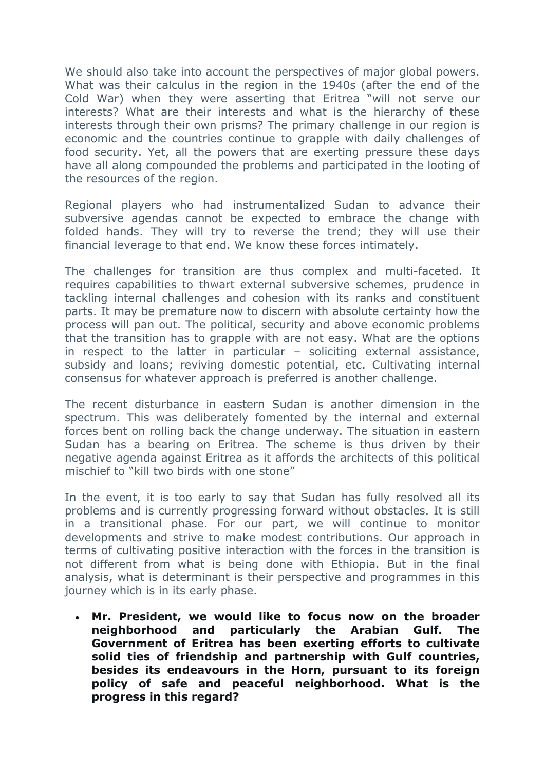We should also take into account the perspectives of major global powers. What was their calculus in the region in the 1940s (after the end of the Cold War) when they were asserting that Eritrea "will not serve our interests? What are their interests and what is the hierarchy of these interests through their own prisms? The primary challenge in our region is economic and the countries continue to grapple with daily challenges of food security. Yet, all the powers that are exerting pressure these days have all along compounded the problems and participated in the looting of the resources of the region.

Regional players who had instrumentalized Sudan to advance their subversive agendas cannot be expected to embrace the change with folded hands. They will try to reverse the trend; they will use their financial leverage to that end. We know these forces intimately.

The challenges for transition are thus complex and multi-faceted. It requires capabilities to thwart external subversive schemes, prudence in tackling internal challenges and cohesion with its ranks and constituent parts. It may be premature now to discern with absolute certainty how the process will pan out. The political, security and above economic problems that the transition has to grapple with are not easy. What are the options in respect to the latter in particular – soliciting external assistance, subsidy and loans; reviving domestic potential, etc. Cultivating internal consensus for whatever approach is preferred is another challenge.

The recent disturbance in eastern Sudan is another dimension in the spectrum. This was deliberately fomented by the internal and external forces bent on rolling back the change underway. The situation in eastern Sudan has a bearing on Eritrea. The scheme is thus driven by their negative agenda against Eritrea as it affords the architects of this political mischief to "kill two birds with one stone"

In the event, it is too early to say that Sudan has fully resolved all its problems and is currently progressing forward without obstacles. It is still in a transitional phase. For our part, we will continue to monitor developments and strive to make modest contributions. Our approach in terms of cultivating positive interaction with the forces in the transition is not different from what is being done with Ethiopia. But in the final analysis, what is determinant is their perspective and programmes in this journey which is in its early phase.

- **Mr. President, we would like to focus now on the broader neighborhood and particularly the Arabian Gulf. The Government of Eritrea has been exerting efforts to cultivate solid ties of friendship and partnership with Gulf countries, besides its endeavours in the Horn, pursuant to its foreign policy of safe and peaceful neighborhood. What is the progress in this regard?**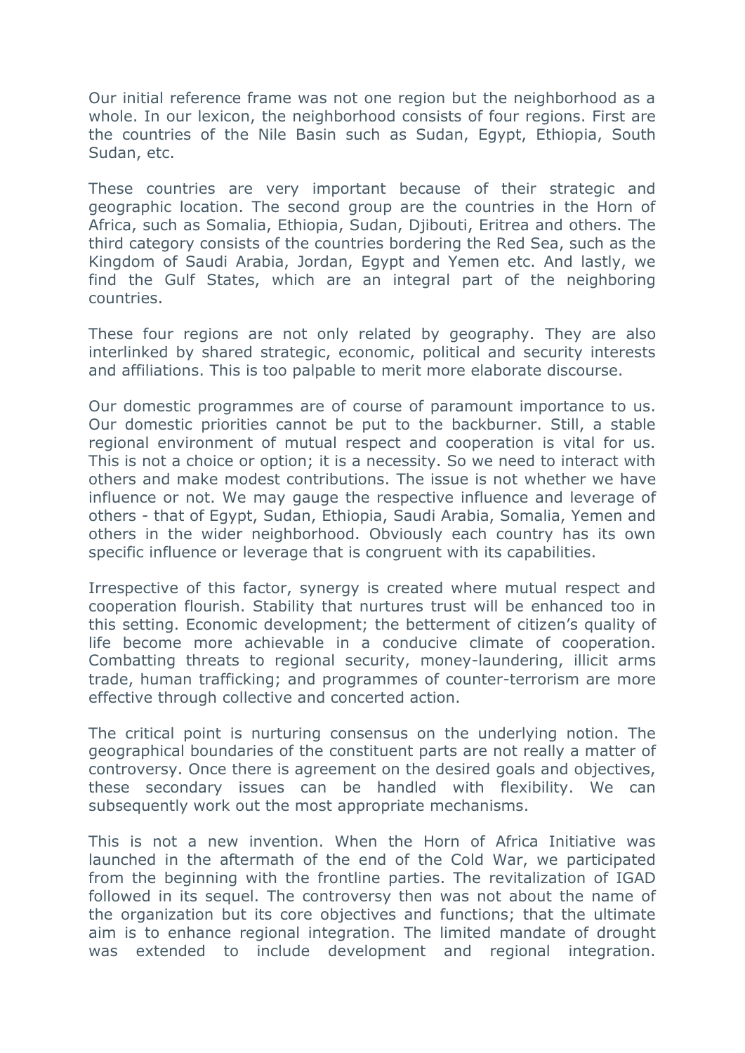Our initial reference frame was not one region but the neighborhood as a whole. In our lexicon, the neighborhood consists of four regions. First are the countries of the Nile Basin such as Sudan, Egypt, Ethiopia, South Sudan, etc.

These countries are very important because of their strategic and geographic location. The second group are the countries in the Horn of Africa, such as Somalia, Ethiopia, Sudan, Djibouti, Eritrea and others. The third category consists of the countries bordering the Red Sea, such as the Kingdom of Saudi Arabia, Jordan, Egypt and Yemen etc. And lastly, we find the Gulf States, which are an integral part of the neighboring countries.

These four regions are not only related by geography. They are also interlinked by shared strategic, economic, political and security interests and affiliations. This is too palpable to merit more elaborate discourse.

Our domestic programmes are of course of paramount importance to us. Our domestic priorities cannot be put to the backburner. Still, a stable regional environment of mutual respect and cooperation is vital for us. This is not a choice or option; it is a necessity. So we need to interact with others and make modest contributions. The issue is not whether we have influence or not. We may gauge the respective influence and leverage of others - that of Egypt, Sudan, Ethiopia, Saudi Arabia, Somalia, Yemen and others in the wider neighborhood. Obviously each country has its own specific influence or leverage that is congruent with its capabilities.

Irrespective of this factor, synergy is created where mutual respect and cooperation flourish. Stability that nurtures trust will be enhanced too in this setting. Economic development; the betterment of citizen's quality of life become more achievable in a conducive climate of cooperation. Combatting threats to regional security, money-laundering, illicit arms trade, human trafficking; and programmes of counter-terrorism are more effective through collective and concerted action.

The critical point is nurturing consensus on the underlying notion. The geographical boundaries of the constituent parts are not really a matter of controversy. Once there is agreement on the desired goals and objectives, these secondary issues can be handled with flexibility. We can subsequently work out the most appropriate mechanisms.

This is not a new invention. When the Horn of Africa Initiative was launched in the aftermath of the end of the Cold War, we participated from the beginning with the frontline parties. The revitalization of IGAD followed in its sequel. The controversy then was not about the name of the organization but its core objectives and functions; that the ultimate aim is to enhance regional integration. The limited mandate of drought was extended to include development and regional integration.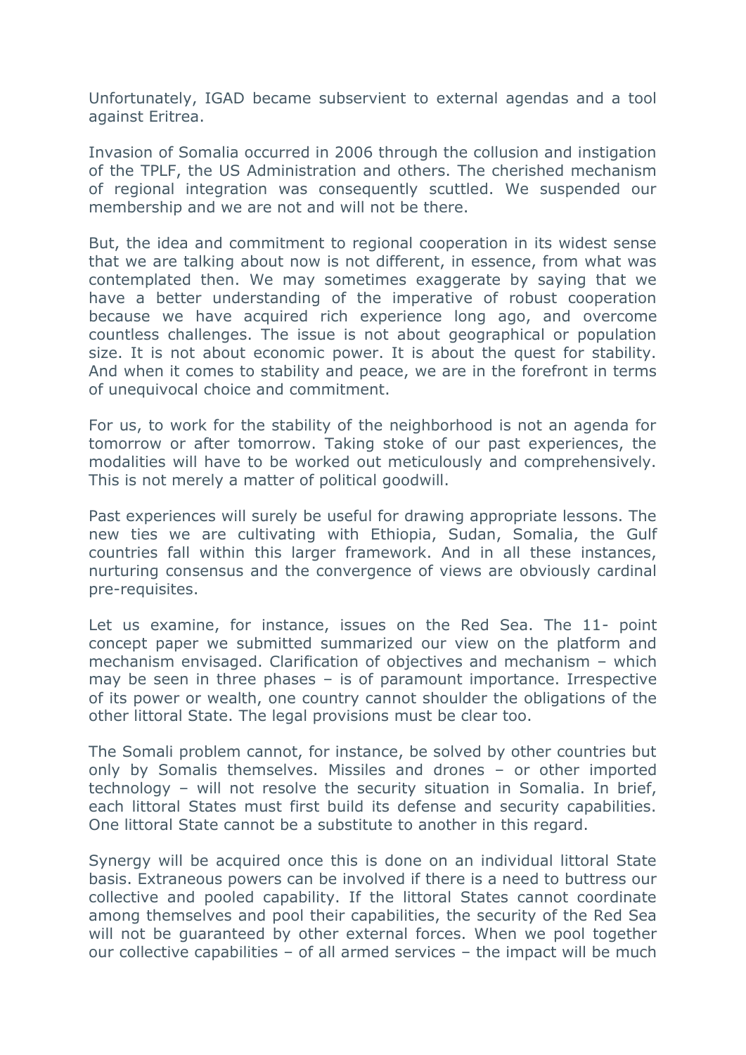Unfortunately, IGAD became subservient to external agendas and a tool against Eritrea.

Invasion of Somalia occurred in 2006 through the collusion and instigation of the TPLF, the US Administration and others. The cherished mechanism of regional integration was consequently scuttled. We suspended our membership and we are not and will not be there.

But, the idea and commitment to regional cooperation in its widest sense that we are talking about now is not different, in essence, from what was contemplated then. We may sometimes exaggerate by saying that we have a better understanding of the imperative of robust cooperation because we have acquired rich experience long ago, and overcome countless challenges. The issue is not about geographical or population size. It is not about economic power. It is about the quest for stability. And when it comes to stability and peace, we are in the forefront in terms of unequivocal choice and commitment.

For us, to work for the stability of the neighborhood is not an agenda for tomorrow or after tomorrow. Taking stoke of our past experiences, the modalities will have to be worked out meticulously and comprehensively. This is not merely a matter of political goodwill.

Past experiences will surely be useful for drawing appropriate lessons. The new ties we are cultivating with Ethiopia, Sudan, Somalia, the Gulf countries fall within this larger framework. And in all these instances, nurturing consensus and the convergence of views are obviously cardinal pre-requisites.

Let us examine, for instance, issues on the Red Sea. The 11- point concept paper we submitted summarized our view on the platform and mechanism envisaged. Clarification of objectives and mechanism – which may be seen in three phases – is of paramount importance. Irrespective of its power or wealth, one country cannot shoulder the obligations of the other littoral State. The legal provisions must be clear too.

The Somali problem cannot, for instance, be solved by other countries but only by Somalis themselves. Missiles and drones – or other imported technology – will not resolve the security situation in Somalia. In brief, each littoral States must first build its defense and security capabilities. One littoral State cannot be a substitute to another in this regard.

Synergy will be acquired once this is done on an individual littoral State basis. Extraneous powers can be involved if there is a need to buttress our collective and pooled capability. If the littoral States cannot coordinate among themselves and pool their capabilities, the security of the Red Sea will not be guaranteed by other external forces. When we pool together our collective capabilities – of all armed services – the impact will be much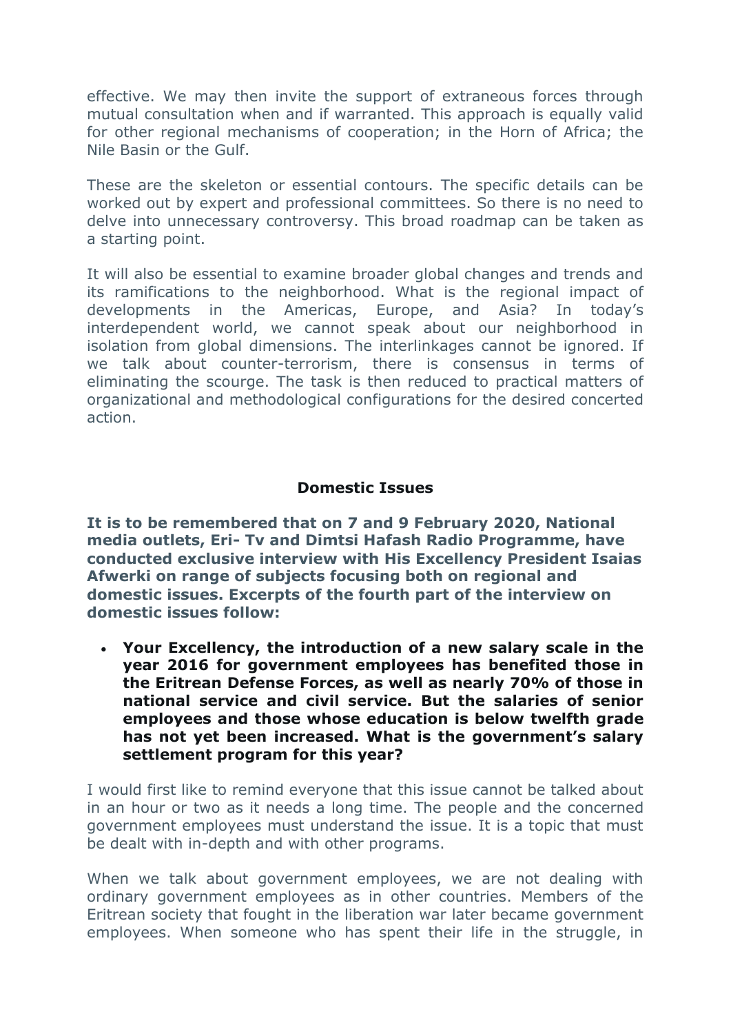effective. We may then invite the support of extraneous forces through mutual consultation when and if warranted. This approach is equally valid for other regional mechanisms of cooperation; in the Horn of Africa; the Nile Basin or the Gulf.

These are the skeleton or essential contours. The specific details can be worked out by expert and professional committees. So there is no need to delve into unnecessary controversy. This broad roadmap can be taken as a starting point.

It will also be essential to examine broader global changes and trends and its ramifications to the neighborhood. What is the regional impact of developments in the Americas, Europe, and Asia? In today's interdependent world, we cannot speak about our neighborhood in isolation from global dimensions. The interlinkages cannot be ignored. If we talk about counter-terrorism, there is consensus in terms of eliminating the scourge. The task is then reduced to practical matters of organizational and methodological configurations for the desired concerted action.

## Domestic Issues

**It is to be remembered that on 7 and 9 February 2020, National media outlets, Eri- Tv and Dimtsi Hafash Radio Programme, have conducted exclusive interview with His Excellency President Isaias Afwerki on range of subjects focusing both on regional and domestic issues. Excerpts of the fourth part of the interview on domestic issues follow:**

- **Your Excellency, the introduction of a new salary scale in the year 2016 for government employees has benefited those in the Eritrean Defense Forces, as well as nearly 70% of those in national service and civil service. But the salaries of senior employees and those whose education is below twelfth grade has not yet been increased. What is the government's salary settlement program for this year?**

I would first like to remind everyone that this issue cannot be talked about in an hour or two as it needs a long time. The people and the concerned government employees must understand the issue. It is a topic that must be dealt with in-depth and with other programs.

When we talk about government employees, we are not dealing with ordinary government employees as in other countries. Members of the Eritrean society that fought in the liberation war later became government employees. When someone who has spent their life in the struggle, in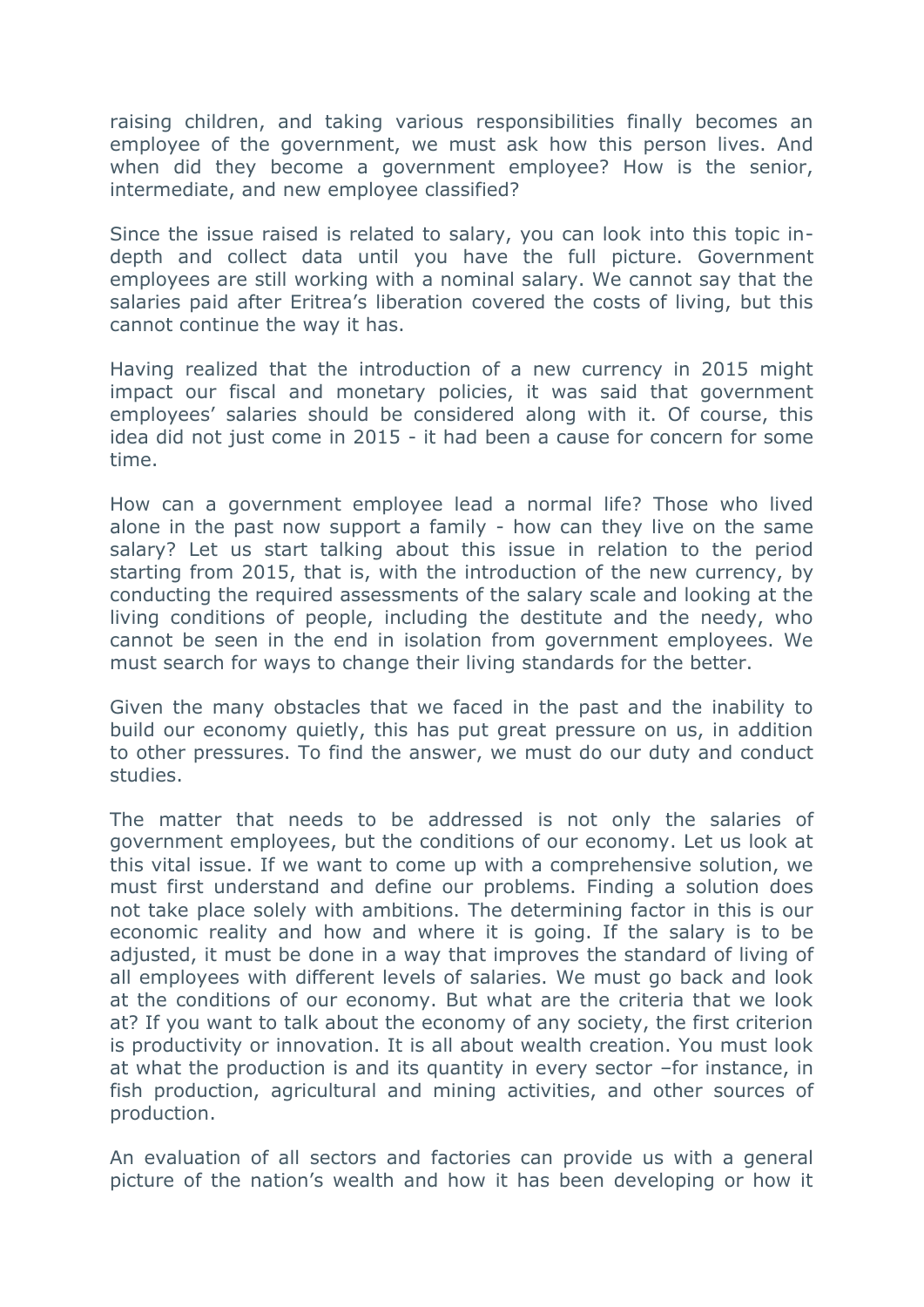raising children, and taking various responsibilities finally becomes an employee of the government, we must ask how this person lives. And when did they become a government employee? How is the senior, intermediate, and new employee classified?

Since the issue raised is related to salary, you can look into this topic in-depth and collect data until you have the full picture. Government employees are still working with a nominal salary. We cannot say that the salaries paid after Eritrea's liberation covered the costs of living, but this cannot continue the way it has.

Having realized that the introduction of a new currency in 2015 might impact our fiscal and monetary policies, it was said that government employees' salaries should be considered along with it. Of course, this idea did not just come in 2015 - it had been a cause for concern for some time.

How can a government employee lead a normal life? Those who lived alone in the past now support a family - how can they live on the same salary? Let us start talking about this issue in relation to the period starting from 2015, that is, with the introduction of the new currency, by conducting the required assessments of the salary scale and looking at the living conditions of people, including the destitute and the needy, who cannot be seen in the end in isolation from government employees. We must search for ways to change their living standards for the better.

Given the many obstacles that we faced in the past and the inability to build our economy quietly, this has put great pressure on us, in addition to other pressures. To find the answer, we must do our duty and conduct studies.

The matter that needs to be addressed is not only the salaries of government employees, but the conditions of our economy. Let us look at this vital issue. If we want to come up with a comprehensive solution, we must first understand and define our problems. Finding a solution does not take place solely with ambitions. The determining factor in this is our economic reality and how and where it is going. If the salary is to be adjusted, it must be done in a way that improves the standard of living of all employees with different levels of salaries. We must go back and look at the conditions of our economy. But what are the criteria that we look at? If you want to talk about the economy of any society, the first criterion is productivity or innovation. It is all about wealth creation. You must look at what the production is and its quantity in every sector –for instance, in fish production, agricultural and mining activities, and other sources of production.

An evaluation of all sectors and factories can provide us with a general picture of the nation's wealth and how it has been developing or how it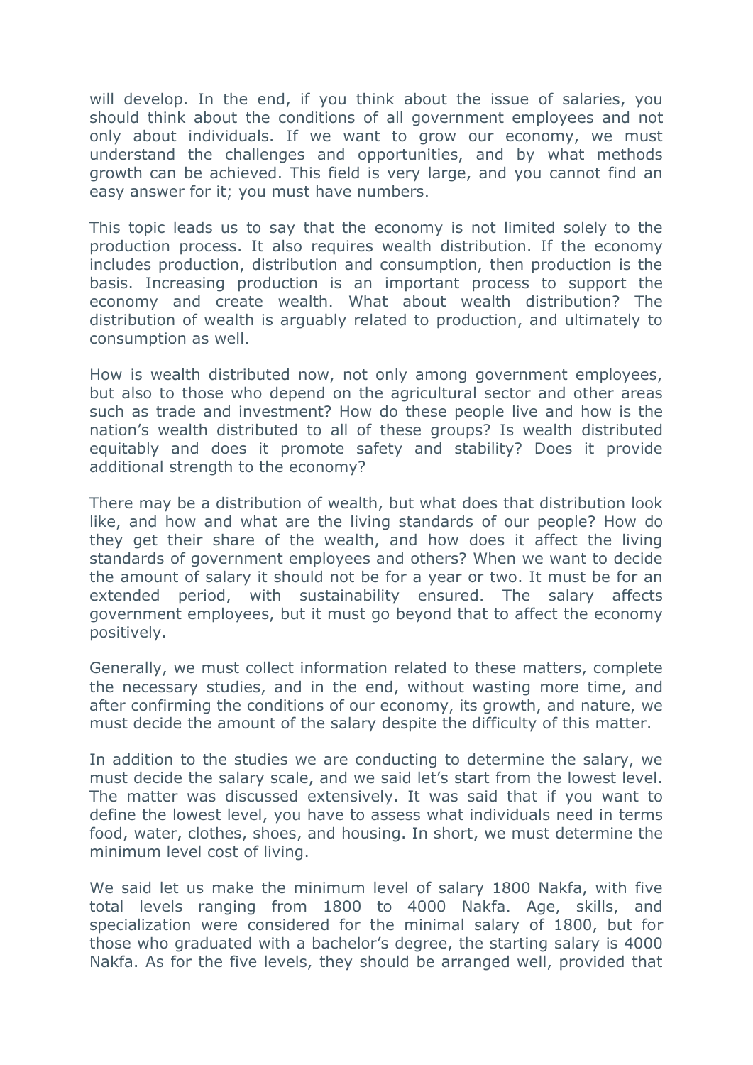will develop. In the end, if you think about the issue of salaries, you should think about the conditions of all government employees and not only about individuals. If we want to grow our economy, we must understand the challenges and opportunities, and by what methods growth can be achieved. This field is very large, and you cannot find an easy answer for it; you must have numbers.

This topic leads us to say that the economy is not limited solely to the production process. It also requires wealth distribution. If the economy includes production, distribution and consumption, then production is the basis. Increasing production is an important process to support the economy and create wealth. What about wealth distribution? The distribution of wealth is arguably related to production, and ultimately to consumption as well.

How is wealth distributed now, not only among government employees, but also to those who depend on the agricultural sector and other areas such as trade and investment? How do these people live and how is the nation's wealth distributed to all of these groups? Is wealth distributed equitably and does it promote safety and stability? Does it provide additional strength to the economy?

There may be a distribution of wealth, but what does that distribution look like, and how and what are the living standards of our people? How do they get their share of the wealth, and how does it affect the living standards of government employees and others? When we want to decide the amount of salary it should not be for a year or two. It must be for an extended period, with sustainability ensured. The salary affects government employees, but it must go beyond that to affect the economy positively.

Generally, we must collect information related to these matters, complete the necessary studies, and in the end, without wasting more time, and after confirming the conditions of our economy, its growth, and nature, we must decide the amount of the salary despite the difficulty of this matter.

In addition to the studies we are conducting to determine the salary, we must decide the salary scale, and we said let's start from the lowest level. The matter was discussed extensively. It was said that if you want to define the lowest level, you have to assess what individuals need in terms food, water, clothes, shoes, and housing. In short, we must determine the minimum level cost of living.

We said let us make the minimum level of salary 1800 Nakfa, with five total levels ranging from 1800 to 4000 Nakfa. Age, skills, and specialization were considered for the minimal salary of 1800, but for those who graduated with a bachelor's degree, the starting salary is 4000 Nakfa. As for the five levels, they should be arranged well, provided that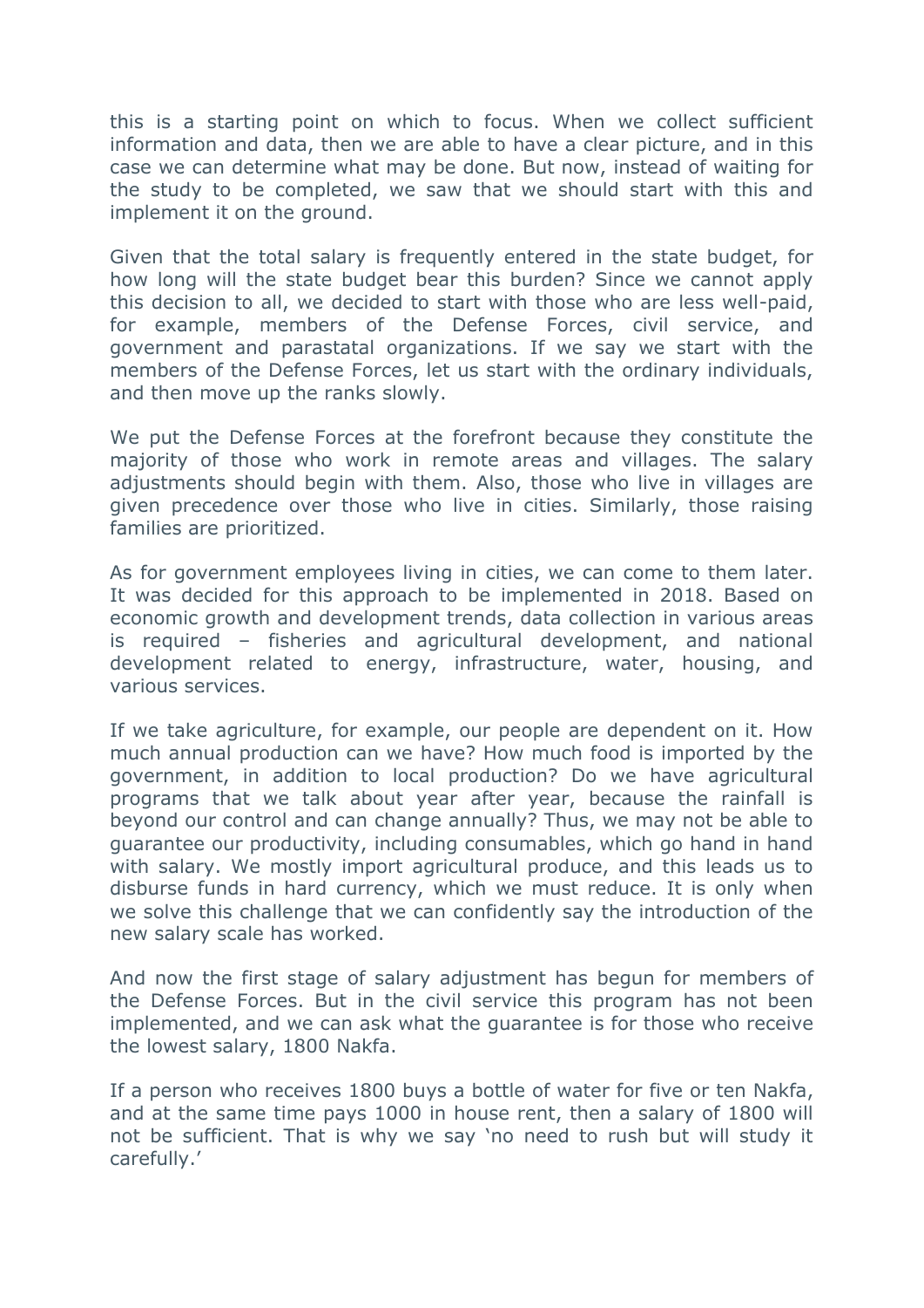this is a starting point on which to focus. When we collect sufficient information and data, then we are able to have a clear picture, and in this case we can determine what may be done. But now, instead of waiting for the study to be completed, we saw that we should start with this and implement it on the ground.

Given that the total salary is frequently entered in the state budget, for how long will the state budget bear this burden? Since we cannot apply this decision to all, we decided to start with those who are less well-paid, for example, members of the Defense Forces, civil service, and government and parastatal organizations. If we say we start with the members of the Defense Forces, let us start with the ordinary individuals, and then move up the ranks slowly.

We put the Defense Forces at the forefront because they constitute the majority of those who work in remote areas and villages. The salary adjustments should begin with them. Also, those who live in villages are given precedence over those who live in cities. Similarly, those raising families are prioritized.

As for government employees living in cities, we can come to them later. It was decided for this approach to be implemented in 2018. Based on economic growth and development trends, data collection in various areas is required – fisheries and agricultural development, and national development related to energy, infrastructure, water, housing, and various services.

If we take agriculture, for example, our people are dependent on it. How much annual production can we have? How much food is imported by the government, in addition to local production? Do we have agricultural programs that we talk about year after year, because the rainfall is beyond our control and can change annually? Thus, we may not be able to guarantee our productivity, including consumables, which go hand in hand with salary. We mostly import agricultural produce, and this leads us to disburse funds in hard currency, which we must reduce. It is only when we solve this challenge that we can confidently say the introduction of the new salary scale has worked.

And now the first stage of salary adjustment has begun for members of the Defense Forces. But in the civil service this program has not been implemented, and we can ask what the guarantee is for those who receive the lowest salary, 1800 Nakfa.

If a person who receives 1800 buys a bottle of water for five or ten Nakfa, and at the same time pays 1000 in house rent, then a salary of 1800 will not be sufficient. That is why we say 'no need to rush but will study it carefully.'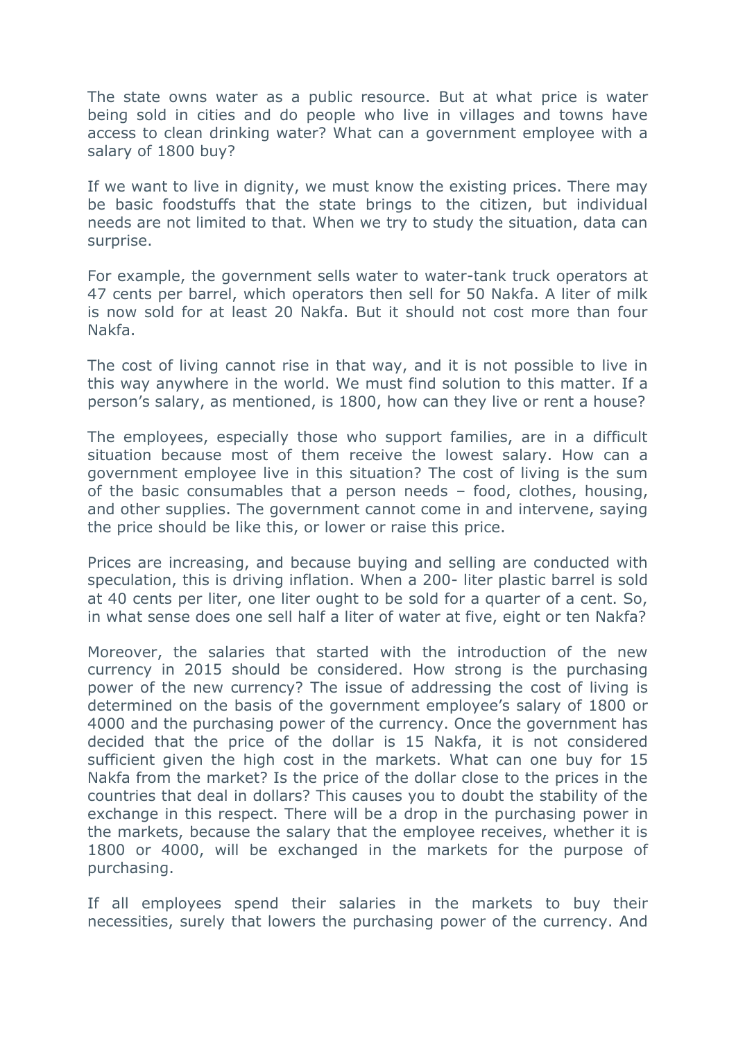The state owns water as a public resource. But at what price is water being sold in cities and do people who live in villages and towns have access to clean drinking water? What can a government employee with a salary of 1800 buy?

If we want to live in dignity, we must know the existing prices. There may be basic foodstuffs that the state brings to the citizen, but individual needs are not limited to that. When we try to study the situation, data can surprise.

For example, the government sells water to water-tank truck operators at 47 cents per barrel, which operators then sell for 50 Nakfa. A liter of milk is now sold for at least 20 Nakfa. But it should not cost more than four Nakfa.

The cost of living cannot rise in that way, and it is not possible to live in this way anywhere in the world. We must find solution to this matter. If a person's salary, as mentioned, is 1800, how can they live or rent a house?

The employees, especially those who support families, are in a difficult situation because most of them receive the lowest salary. How can a government employee live in this situation? The cost of living is the sum of the basic consumables that a person needs – food, clothes, housing, and other supplies. The government cannot come in and intervene, saying the price should be like this, or lower or raise this price.

Prices are increasing, and because buying and selling are conducted with speculation, this is driving inflation. When a 200- liter plastic barrel is sold at 40 cents per liter, one liter ought to be sold for a quarter of a cent. So, in what sense does one sell half a liter of water at five, eight or ten Nakfa?

Moreover, the salaries that started with the introduction of the new currency in 2015 should be considered. How strong is the purchasing power of the new currency? The issue of addressing the cost of living is determined on the basis of the government employee's salary of 1800 or 4000 and the purchasing power of the currency. Once the government has decided that the price of the dollar is 15 Nakfa, it is not considered sufficient given the high cost in the markets. What can one buy for 15 Nakfa from the market? Is the price of the dollar close to the prices in the countries that deal in dollars? This causes you to doubt the stability of the exchange in this respect. There will be a drop in the purchasing power in the markets, because the salary that the employee receives, whether it is 1800 or 4000, will be exchanged in the markets for the purpose of purchasing.

If all employees spend their salaries in the markets to buy their necessities, surely that lowers the purchasing power of the currency. And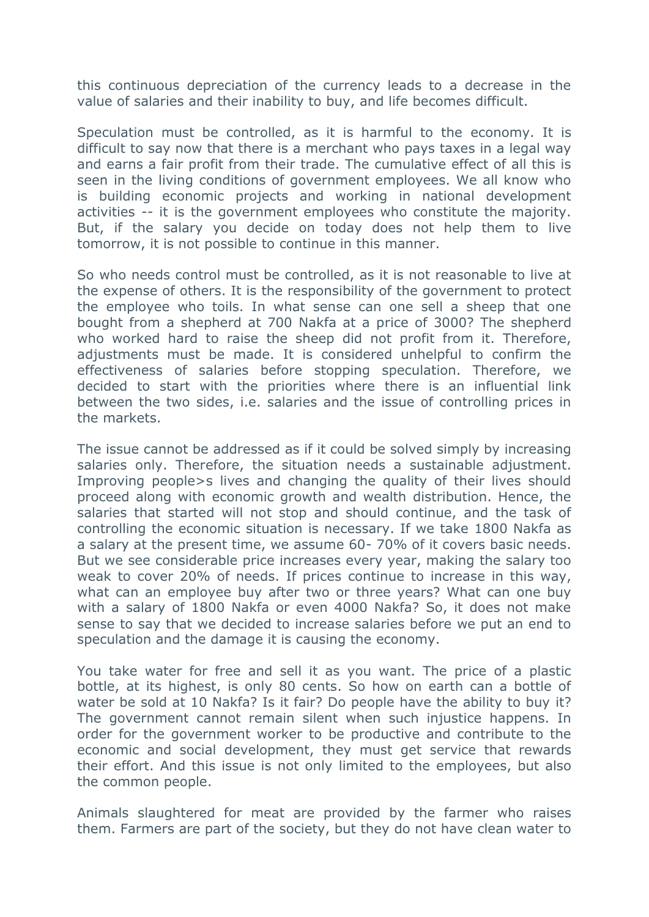this continuous depreciation of the currency leads to a decrease in the value of salaries and their inability to buy, and life becomes difficult.

Speculation must be controlled, as it is harmful to the economy. It is difficult to say now that there is a merchant who pays taxes in a legal way and earns a fair profit from their trade. The cumulative effect of all this is seen in the living conditions of government employees. We all know who is building economic projects and working in national development activities -- it is the government employees who constitute the majority. But, if the salary you decide on today does not help them to live tomorrow, it is not possible to continue in this manner.

So who needs control must be controlled, as it is not reasonable to live at the expense of others. It is the responsibility of the government to protect the employee who toils. In what sense can one sell a sheep that one bought from a shepherd at 700 Nakfa at a price of 3000? The shepherd who worked hard to raise the sheep did not profit from it. Therefore, adjustments must be made. It is considered unhelpful to confirm the effectiveness of salaries before stopping speculation. Therefore, we decided to start with the priorities where there is an influential link between the two sides, i.e. salaries and the issue of controlling prices in the markets.

The issue cannot be addressed as if it could be solved simply by increasing salaries only. Therefore, the situation needs a sustainable adjustment. Improving people>s lives and changing the quality of their lives should proceed along with economic growth and wealth distribution. Hence, the salaries that started will not stop and should continue, and the task of controlling the economic situation is necessary. If we take 1800 Nakfa as a salary at the present time, we assume 60- 70% of it covers basic needs. But we see considerable price increases every year, making the salary too weak to cover 20% of needs. If prices continue to increase in this way, what can an employee buy after two or three years? What can one buy with a salary of 1800 Nakfa or even 4000 Nakfa? So, it does not make sense to say that we decided to increase salaries before we put an end to speculation and the damage it is causing the economy.

You take water for free and sell it as you want. The price of a plastic bottle, at its highest, is only 80 cents. So how on earth can a bottle of water be sold at 10 Nakfa? Is it fair? Do people have the ability to buy it? The government cannot remain silent when such injustice happens. In order for the government worker to be productive and contribute to the economic and social development, they must get service that rewards their effort. And this issue is not only limited to the employees, but also the common people.

Animals slaughtered for meat are provided by the farmer who raises them. Farmers are part of the society, but they do not have clean water to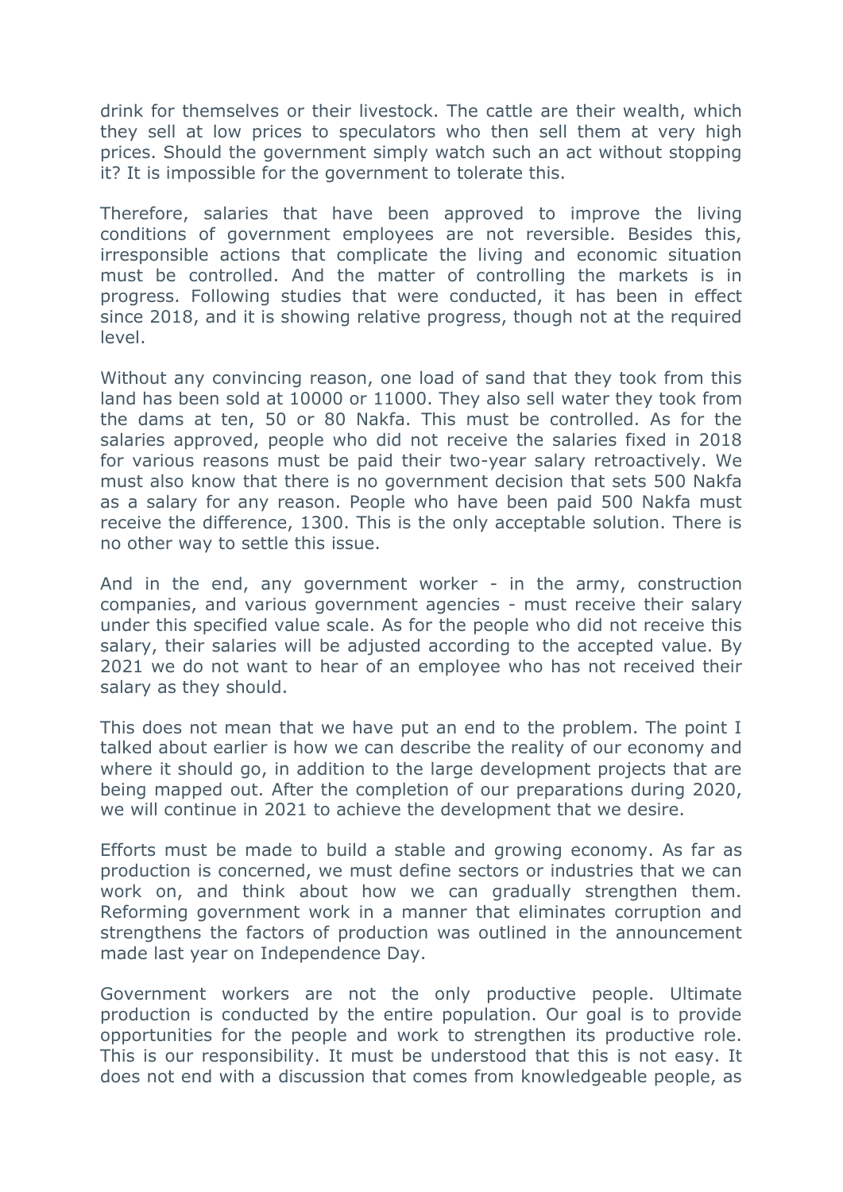drink for themselves or their livestock. The cattle are their wealth, which they sell at low prices to speculators who then sell them at very high prices. Should the government simply watch such an act without stopping it? It is impossible for the government to tolerate this.

Therefore, salaries that have been approved to improve the living conditions of government employees are not reversible. Besides this, irresponsible actions that complicate the living and economic situation must be controlled. And the matter of controlling the markets is in progress. Following studies that were conducted, it has been in effect since 2018, and it is showing relative progress, though not at the required level.

Without any convincing reason, one load of sand that they took from this land has been sold at 10000 or 11000. They also sell water they took from the dams at ten, 50 or 80 Nakfa. This must be controlled. As for the salaries approved, people who did not receive the salaries fixed in 2018 for various reasons must be paid their two-year salary retroactively. We must also know that there is no government decision that sets 500 Nakfa as a salary for any reason. People who have been paid 500 Nakfa must receive the difference, 1300. This is the only acceptable solution. There is no other way to settle this issue.

And in the end, any government worker - in the army, construction companies, and various government agencies - must receive their salary under this specified value scale. As for the people who did not receive this salary, their salaries will be adjusted according to the accepted value. By 2021 we do not want to hear of an employee who has not received their salary as they should.

This does not mean that we have put an end to the problem. The point I talked about earlier is how we can describe the reality of our economy and where it should go, in addition to the large development projects that are being mapped out. After the completion of our preparations during 2020, we will continue in 2021 to achieve the development that we desire.

Efforts must be made to build a stable and growing economy. As far as production is concerned, we must define sectors or industries that we can work on, and think about how we can gradually strengthen them. Reforming government work in a manner that eliminates corruption and strengthens the factors of production was outlined in the announcement made last year on Independence Day.

Government workers are not the only productive people. Ultimate production is conducted by the entire population. Our goal is to provide opportunities for the people and work to strengthen its productive role. This is our responsibility. It must be understood that this is not easy. It does not end with a discussion that comes from knowledgeable people, as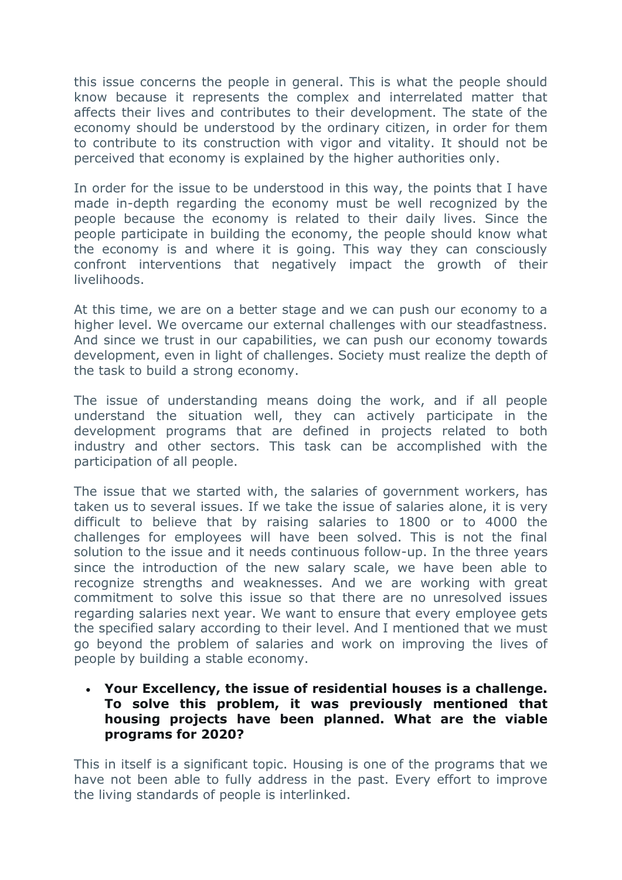this issue concerns the people in general. This is what the people should know because it represents the complex and interrelated matter that affects their lives and contributes to their development. The state of the economy should be understood by the ordinary citizen, in order for them to contribute to its construction with vigor and vitality. It should not be perceived that economy is explained by the higher authorities only.

In order for the issue to be understood in this way, the points that I have made in-depth regarding the economy must be well recognized by the people because the economy is related to their daily lives. Since the people participate in building the economy, the people should know what the economy is and where it is going. This way they can consciously confront interventions that negatively impact the growth of their livelihoods.

At this time, we are on a better stage and we can push our economy to a higher level. We overcame our external challenges with our steadfastness. And since we trust in our capabilities, we can push our economy towards development, even in light of challenges. Society must realize the depth of the task to build a strong economy.

The issue of understanding means doing the work, and if all people understand the situation well, they can actively participate in the development programs that are defined in projects related to both industry and other sectors. This task can be accomplished with the participation of all people.

The issue that we started with, the salaries of government workers, has taken us to several issues. If we take the issue of salaries alone, it is very difficult to believe that by raising salaries to 1800 or to 4000 the challenges for employees will have been solved. This is not the final solution to the issue and it needs continuous follow-up. In the three years since the introduction of the new salary scale, we have been able to recognize strengths and weaknesses. And we are working with great commitment to solve this issue so that there are no unresolved issues regarding salaries next year. We want to ensure that every employee gets the specified salary according to their level. And I mentioned that we must go beyond the problem of salaries and work on improving the lives of people by building a stable economy.

- **Your Excellency, the issue of residential houses is a challenge. To solve this problem, it was previously mentioned that housing projects have been planned. What are the viable programs for 2020?**

This in itself is a significant topic. Housing is one of the programs that we have not been able to fully address in the past. Every effort to improve the living standards of people is interlinked.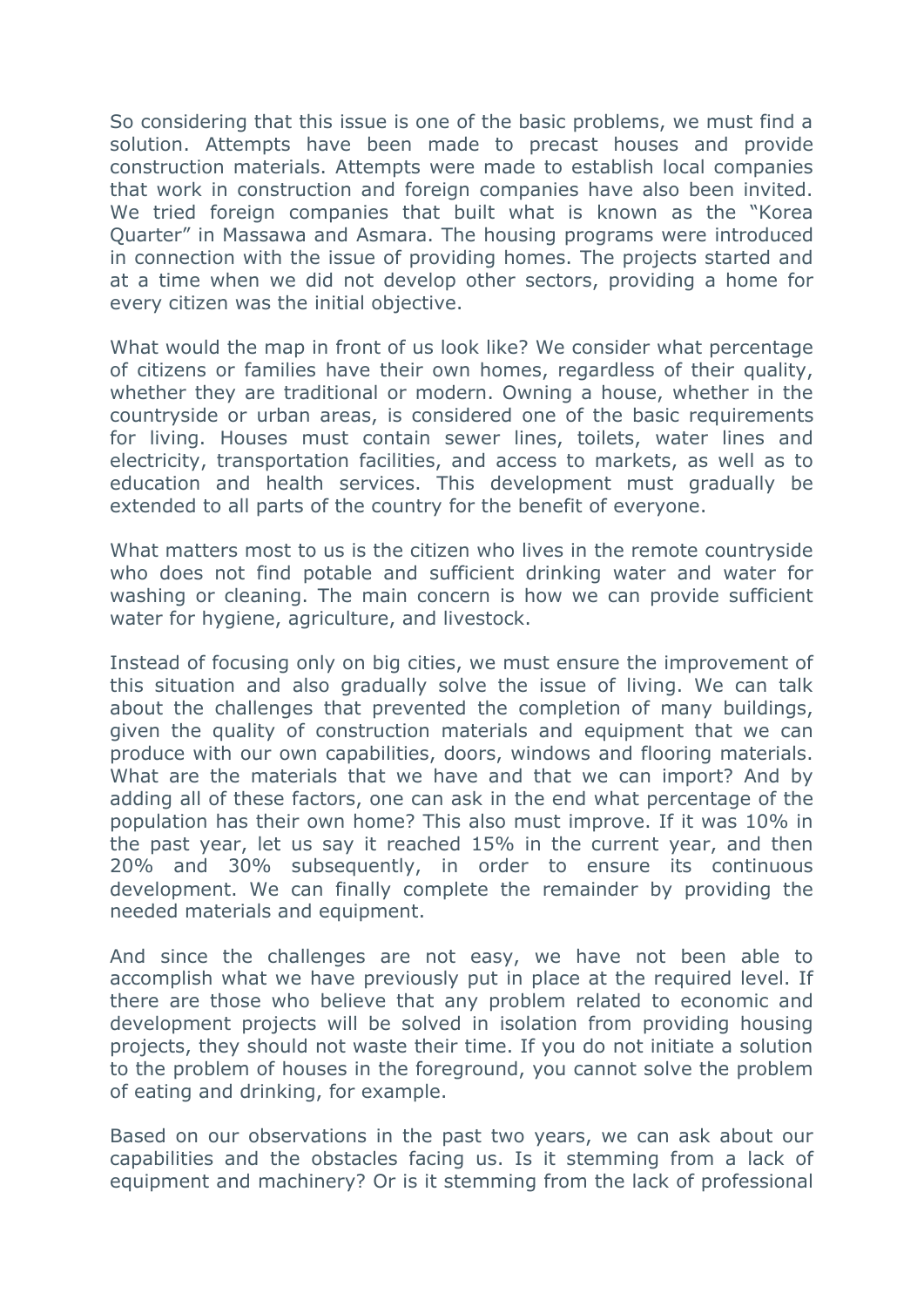So considering that this issue is one of the basic problems, we must find a solution. Attempts have been made to precast houses and provide construction materials. Attempts were made to establish local companies that work in construction and foreign companies have also been invited. We tried foreign companies that built what is known as the "Korea Quarter" in Massawa and Asmara. The housing programs were introduced in connection with the issue of providing homes. The projects started and at a time when we did not develop other sectors, providing a home for every citizen was the initial objective.

What would the map in front of us look like? We consider what percentage of citizens or families have their own homes, regardless of their quality, whether they are traditional or modern. Owning a house, whether in the countryside or urban areas, is considered one of the basic requirements for living. Houses must contain sewer lines, toilets, water lines and electricity, transportation facilities, and access to markets, as well as to education and health services. This development must gradually be extended to all parts of the country for the benefit of everyone.

What matters most to us is the citizen who lives in the remote countryside who does not find potable and sufficient drinking water and water for washing or cleaning. The main concern is how we can provide sufficient water for hygiene, agriculture, and livestock.

Instead of focusing only on big cities, we must ensure the improvement of this situation and also gradually solve the issue of living. We can talk about the challenges that prevented the completion of many buildings, given the quality of construction materials and equipment that we can produce with our own capabilities, doors, windows and flooring materials. What are the materials that we have and that we can import? And by adding all of these factors, one can ask in the end what percentage of the population has their own home? This also must improve. If it was 10% in the past year, let us say it reached 15% in the current year, and then 20% and 30% subsequently, in order to ensure its continuous development. We can finally complete the remainder by providing the needed materials and equipment.

And since the challenges are not easy, we have not been able to accomplish what we have previously put in place at the required level. If there are those who believe that any problem related to economic and development projects will be solved in isolation from providing housing projects, they should not waste their time. If you do not initiate a solution to the problem of houses in the foreground, you cannot solve the problem of eating and drinking, for example.

Based on our observations in the past two years, we can ask about our capabilities and the obstacles facing us. Is it stemming from a lack of equipment and machinery? Or is it stemming from the lack of professional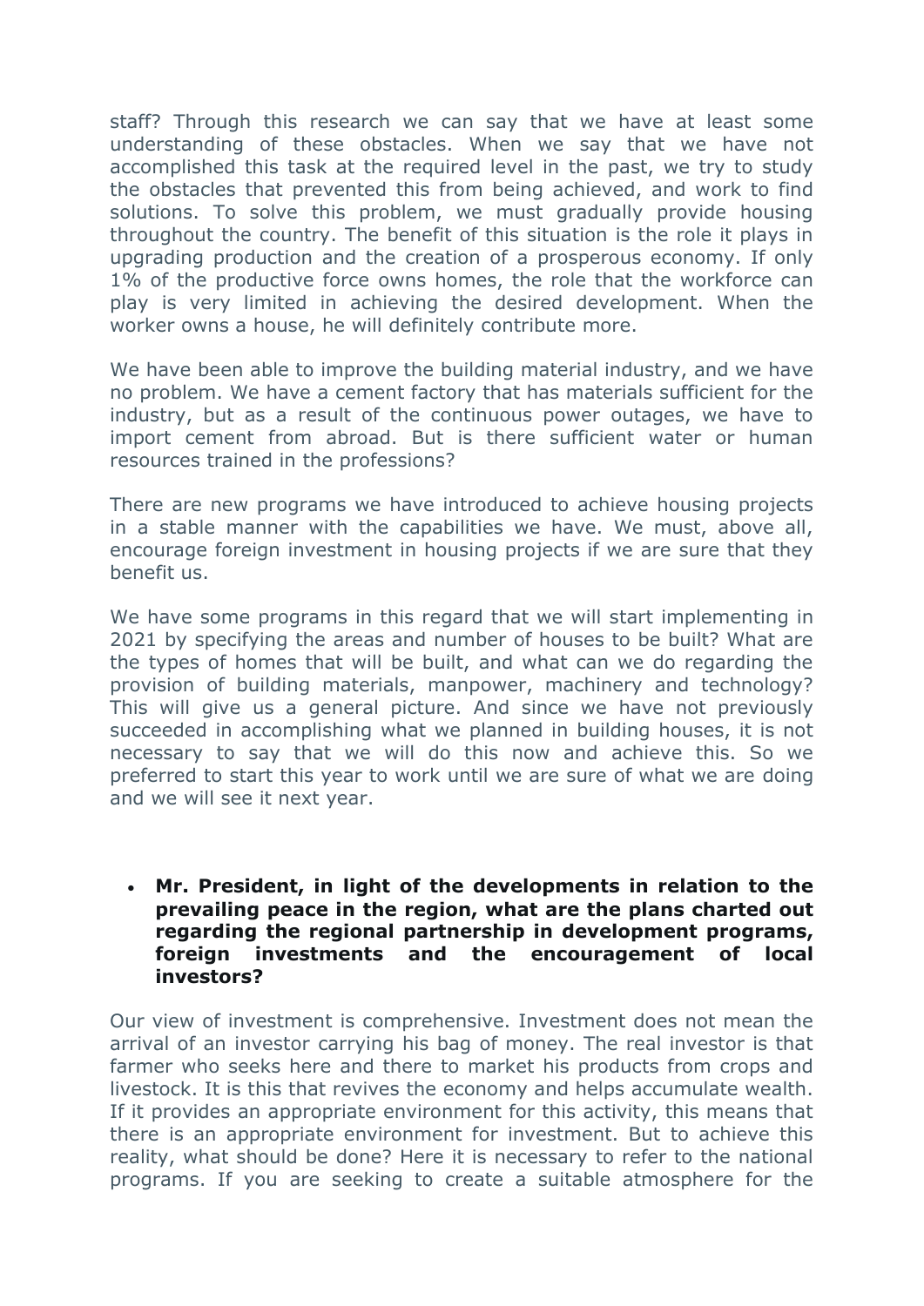staff? Through this research we can say that we have at least some understanding of these obstacles. When we say that we have not accomplished this task at the required level in the past, we try to study the obstacles that prevented this from being achieved, and work to find solutions. To solve this problem, we must gradually provide housing throughout the country. The benefit of this situation is the role it plays in upgrading production and the creation of a prosperous economy. If only 1% of the productive force owns homes, the role that the workforce can play is very limited in achieving the desired development. When the worker owns a house, he will definitely contribute more.

We have been able to improve the building material industry, and we have no problem. We have a cement factory that has materials sufficient for the industry, but as a result of the continuous power outages, we have to import cement from abroad. But is there sufficient water or human resources trained in the professions?

There are new programs we have introduced to achieve housing projects in a stable manner with the capabilities we have. We must, above all, encourage foreign investment in housing projects if we are sure that they benefit us.

We have some programs in this regard that we will start implementing in 2021 by specifying the areas and number of houses to be built? What are the types of homes that will be built, and what can we do regarding the provision of building materials, manpower, machinery and technology? This will give us a general picture. And since we have not previously succeeded in accomplishing what we planned in building houses, it is not necessary to say that we will do this now and achieve this. So we preferred to start this year to work until we are sure of what we are doing and we will see it next year.

- **Mr. President, in light of the developments in relation to the prevailing peace in the region, what are the plans charted out regarding the regional partnership in development programs, foreign investments and the encouragement of local investors?**

Our view of investment is comprehensive. Investment does not mean the arrival of an investor carrying his bag of money. The real investor is that farmer who seeks here and there to market his products from crops and livestock. It is this that revives the economy and helps accumulate wealth. If it provides an appropriate environment for this activity, this means that there is an appropriate environment for investment. But to achieve this reality, what should be done? Here it is necessary to refer to the national programs. If you are seeking to create a suitable atmosphere for the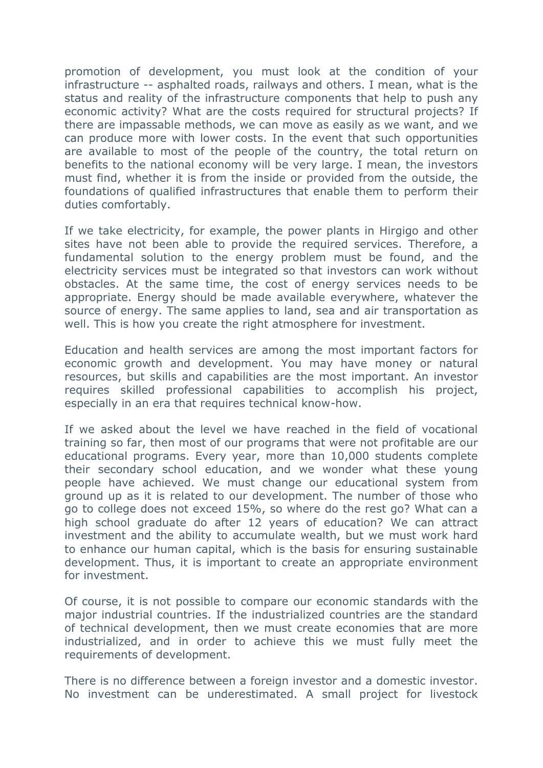promotion of development, you must look at the condition of your infrastructure -- asphalted roads, railways and others. I mean, what is the status and reality of the infrastructure components that help to push any economic activity? What are the costs required for structural projects? If there are impassable methods, we can move as easily as we want, and we can produce more with lower costs. In the event that such opportunities are available to most of the people of the country, the total return on benefits to the national economy will be very large. I mean, the investors must find, whether it is from the inside or provided from the outside, the foundations of qualified infrastructures that enable them to perform their duties comfortably.

If we take electricity, for example, the power plants in Hirgigo and other sites have not been able to provide the required services. Therefore, a fundamental solution to the energy problem must be found, and the electricity services must be integrated so that investors can work without obstacles. At the same time, the cost of energy services needs to be appropriate. Energy should be made available everywhere, whatever the source of energy. The same applies to land, sea and air transportation as well. This is how you create the right atmosphere for investment.

Education and health services are among the most important factors for economic growth and development. You may have money or natural resources, but skills and capabilities are the most important. An investor requires skilled professional capabilities to accomplish his project, especially in an era that requires technical know-how.

If we asked about the level we have reached in the field of vocational training so far, then most of our programs that were not profitable are our educational programs. Every year, more than 10,000 students complete their secondary school education, and we wonder what these young people have achieved. We must change our educational system from ground up as it is related to our development. The number of those who go to college does not exceed 15%, so where do the rest go? What can a high school graduate do after 12 years of education? We can attract investment and the ability to accumulate wealth, but we must work hard to enhance our human capital, which is the basis for ensuring sustainable development. Thus, it is important to create an appropriate environment for investment.

Of course, it is not possible to compare our economic standards with the major industrial countries. If the industrialized countries are the standard of technical development, then we must create economies that are more industrialized, and in order to achieve this we must fully meet the requirements of development.

There is no difference between a foreign investor and a domestic investor. No investment can be underestimated. A small project for livestock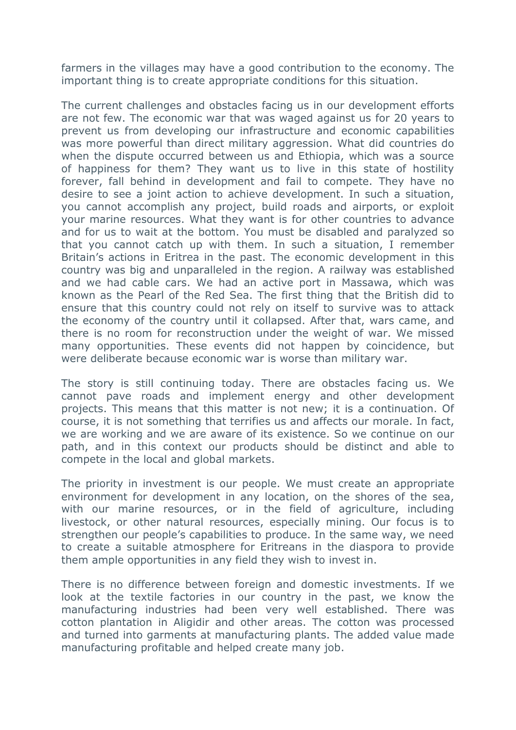farmers in the villages may have a good contribution to the economy. The important thing is to create appropriate conditions for this situation.

The current challenges and obstacles facing us in our development efforts are not few. The economic war that was waged against us for 20 years to prevent us from developing our infrastructure and economic capabilities was more powerful than direct military aggression. What did countries do when the dispute occurred between us and Ethiopia, which was a source of happiness for them? They want us to live in this state of hostility forever, fall behind in development and fail to compete. They have no desire to see a joint action to achieve development. In such a situation, you cannot accomplish any project, build roads and airports, or exploit your marine resources. What they want is for other countries to advance and for us to wait at the bottom. You must be disabled and paralyzed so that you cannot catch up with them. In such a situation, I remember Britain's actions in Eritrea in the past. The economic development in this country was big and unparalleled in the region. A railway was established and we had cable cars. We had an active port in Massawa, which was known as the Pearl of the Red Sea. The first thing that the British did to ensure that this country could not rely on itself to survive was to attack the economy of the country until it collapsed. After that, wars came, and there is no room for reconstruction under the weight of war. We missed many opportunities. These events did not happen by coincidence, but were deliberate because economic war is worse than military war.

The story is still continuing today. There are obstacles facing us. We cannot pave roads and implement energy and other development projects. This means that this matter is not new; it is a continuation. Of course, it is not something that terrifies us and affects our morale. In fact, we are working and we are aware of its existence. So we continue on our path, and in this context our products should be distinct and able to compete in the local and global markets.

The priority in investment is our people. We must create an appropriate environment for development in any location, on the shores of the sea, with our marine resources, or in the field of agriculture, including livestock, or other natural resources, especially mining. Our focus is to strengthen our people's capabilities to produce. In the same way, we need to create a suitable atmosphere for Eritreans in the diaspora to provide them ample opportunities in any field they wish to invest in.

There is no difference between foreign and domestic investments. If we look at the textile factories in our country in the past, we know the manufacturing industries had been very well established. There was cotton plantation in Aligidir and other areas. The cotton was processed and turned into garments at manufacturing plants. The added value made manufacturing profitable and helped create many job.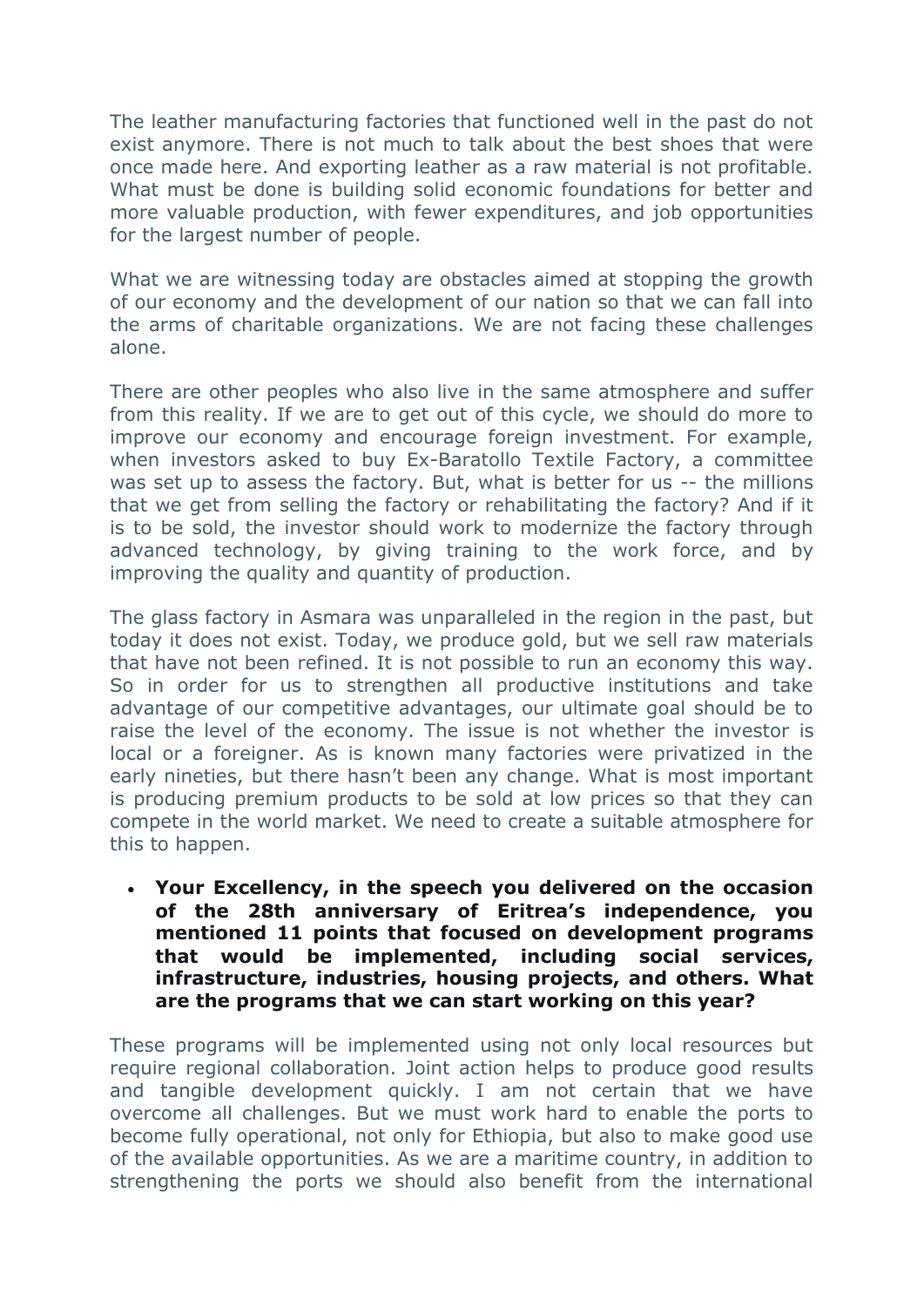The leather manufacturing factories that functioned well in the past do not exist anymore. There is not much to talk about the best shoes that were once made here. And exporting leather as a raw material is not profitable. What must be done is building solid economic foundations for better and more valuable production, with fewer expenditures, and job opportunities for the largest number of people.

What we are witnessing today are obstacles aimed at stopping the growth of our economy and the development of our nation so that we can fall into the arms of charitable organizations. We are not facing these challenges alone.

There are other peoples who also live in the same atmosphere and suffer from this reality. If we are to get out of this cycle, we should do more to improve our economy and encourage foreign investment. For example, when investors asked to buy Ex-Baratollo Textile Factory, a committee was set up to assess the factory. But, what is better for us -- the millions that we get from selling the factory or rehabilitating the factory? And if it is to be sold, the investor should work to modernize the factory through advanced technology, by giving training to the work force, and by improving the quality and quantity of production.

The glass factory in Asmara was unparalleled in the region in the past, but today it does not exist. Today, we produce gold, but we sell raw materials that have not been refined. It is not possible to run an economy this way. So in order for us to strengthen all productive institutions and take advantage of our competitive advantages, our ultimate goal should be to raise the level of the economy. The issue is not whether the investor is local or a foreigner. As is known many factories were privatized in the early nineties, but there hasn't been any change. What is most important is producing premium products to be sold at low prices so that they can compete in the world market. We need to create a suitable atmosphere for this to happen.

- **Your Excellency, in the speech you delivered on the occasion of the 28th anniversary of Eritrea's independence, you mentioned 11 points that focused on development programs that would be implemented, including social services, infrastructure, industries, housing projects, and others. What are the programs that we can start working on this year?**

These programs will be implemented using not only local resources but require regional collaboration. Joint action helps to produce good results and tangible development quickly. I am not certain that we have overcome all challenges. But we must work hard to enable the ports to become fully operational, not only for Ethiopia, but also to make good use of the available opportunities. As we are a maritime country, in addition to strengthening the ports we should also benefit from the international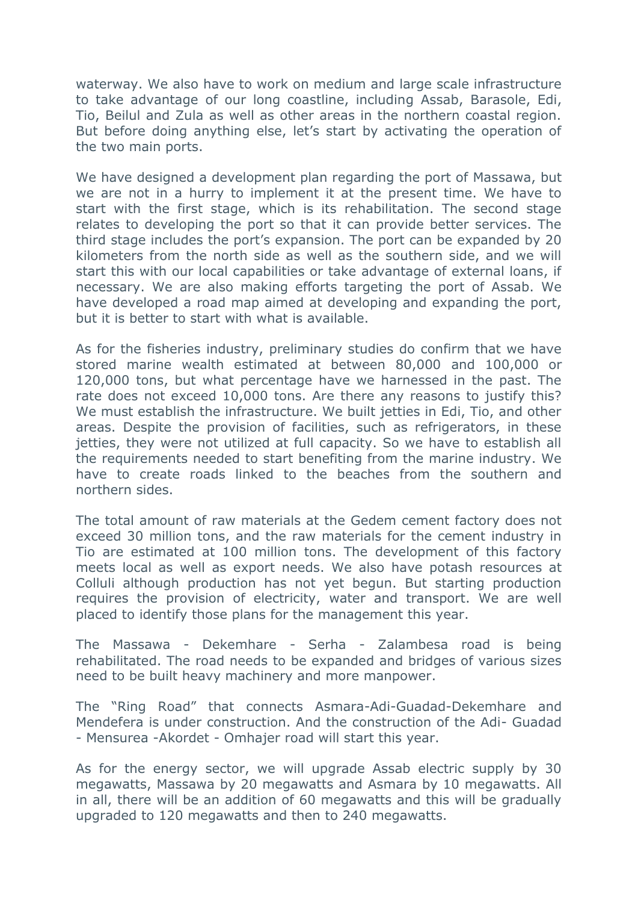waterway. We also have to work on medium and large scale infrastructure to take advantage of our long coastline, including Assab, Barasole, Edi, Tio, Beilul and Zula as well as other areas in the northern coastal region. But before doing anything else, let's start by activating the operation of the two main ports.

We have designed a development plan regarding the port of Massawa, but we are not in a hurry to implement it at the present time. We have to start with the first stage, which is its rehabilitation. The second stage relates to developing the port so that it can provide better services. The third stage includes the port's expansion. The port can be expanded by 20 kilometers from the north side as well as the southern side, and we will start this with our local capabilities or take advantage of external loans, if necessary. We are also making efforts targeting the port of Assab. We have developed a road map aimed at developing and expanding the port, but it is better to start with what is available.

As for the fisheries industry, preliminary studies do confirm that we have stored marine wealth estimated at between 80,000 and 100,000 or 120,000 tons, but what percentage have we harnessed in the past. The rate does not exceed 10,000 tons. Are there any reasons to justify this? We must establish the infrastructure. We built jetties in Edi, Tio, and other areas. Despite the provision of facilities, such as refrigerators, in these jetties, they were not utilized at full capacity. So we have to establish all the requirements needed to start benefiting from the marine industry. We have to create roads linked to the beaches from the southern and northern sides.

The total amount of raw materials at the Gedem cement factory does not exceed 30 million tons, and the raw materials for the cement industry in Tio are estimated at 100 million tons. The development of this factory meets local as well as export needs. We also have potash resources at Colluli although production has not yet begun. But starting production requires the provision of electricity, water and transport. We are well placed to identify those plans for the management this year.

The Massawa - Dekemhare - Serha - Zalambesa road is being rehabilitated. The road needs to be expanded and bridges of various sizes need to be built heavy machinery and more manpower.

The "Ring Road" that connects Asmara-Adi-Guadad-Dekemhare and Mendefera is under construction. And the construction of the Adi- Guadad - Mensurea -Akordet - Omhajer road will start this year.

As for the energy sector, we will upgrade Assab electric supply by 30 megawatts, Massawa by 20 megawatts and Asmara by 10 megawatts. All in all, there will be an addition of 60 megawatts and this will be gradually upgraded to 120 megawatts and then to 240 megawatts.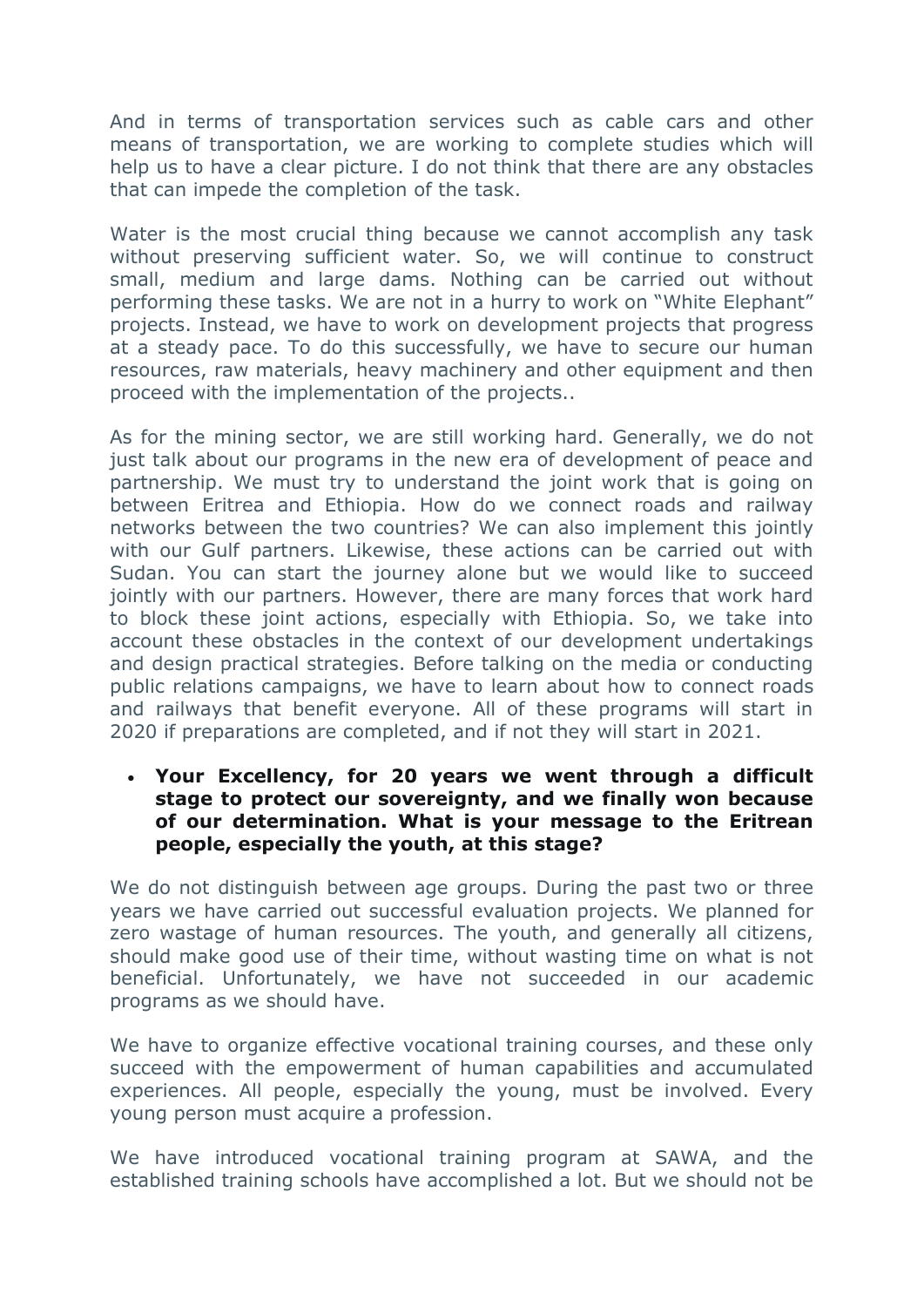And in terms of transportation services such as cable cars and other means of transportation, we are working to complete studies which will help us to have a clear picture. I do not think that there are any obstacles that can impede the completion of the task.

Water is the most crucial thing because we cannot accomplish any task without preserving sufficient water. So, we will continue to construct small, medium and large dams. Nothing can be carried out without performing these tasks. We are not in a hurry to work on "White Elephant" projects. Instead, we have to work on development projects that progress at a steady pace. To do this successfully, we have to secure our human resources, raw materials, heavy machinery and other equipment and then proceed with the implementation of the projects..

As for the mining sector, we are still working hard. Generally, we do not just talk about our programs in the new era of development of peace and partnership. We must try to understand the joint work that is going on between Eritrea and Ethiopia. How do we connect roads and railway networks between the two countries? We can also implement this jointly with our Gulf partners. Likewise, these actions can be carried out with Sudan. You can start the journey alone but we would like to succeed jointly with our partners. However, there are many forces that work hard to block these joint actions, especially with Ethiopia. So, we take into account these obstacles in the context of our development undertakings and design practical strategies. Before talking on the media or conducting public relations campaigns, we have to learn about how to connect roads and railways that benefit everyone. All of these programs will start in 2020 if preparations are completed, and if not they will start in 2021.

- **Your Excellency, for 20 years we went through a difficult stage to protect our sovereignty, and we finally won because of our determination. What is your message to the Eritrean people, especially the youth, at this stage?**

We do not distinguish between age groups. During the past two or three years we have carried out successful evaluation projects. We planned for zero wastage of human resources. The youth, and generally all citizens, should make good use of their time, without wasting time on what is not beneficial. Unfortunately, we have not succeeded in our academic programs as we should have.

We have to organize effective vocational training courses, and these only succeed with the empowerment of human capabilities and accumulated experiences. All people, especially the young, must be involved. Every young person must acquire a profession.

We have introduced vocational training program at SAWA, and the established training schools have accomplished a lot. But we should not be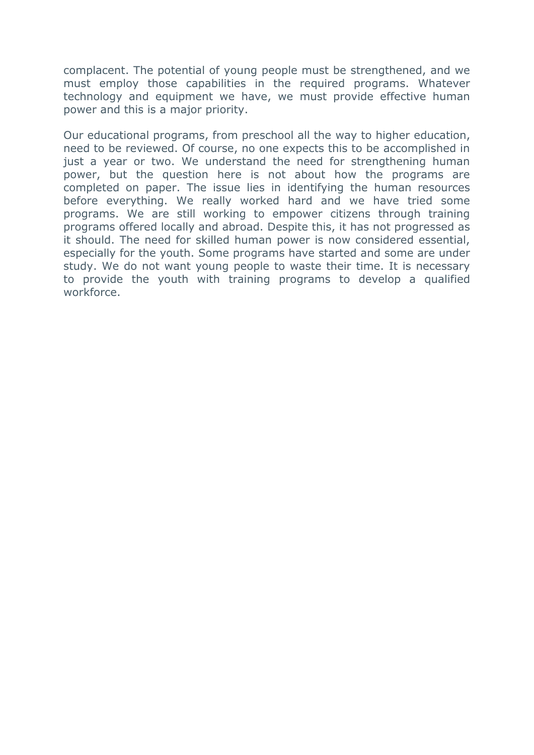complacent. The potential of young people must be strengthened, and we must employ those capabilities in the required programs. Whatever technology and equipment we have, we must provide effective human power and this is a major priority.

Our educational programs, from preschool all the way to higher education, need to be reviewed. Of course, no one expects this to be accomplished in just a year or two. We understand the need for strengthening human power, but the question here is not about how the programs are completed on paper. The issue lies in identifying the human resources before everything. We really worked hard and we have tried some programs. We are still working to empower citizens through training programs offered locally and abroad. Despite this, it has not progressed as it should. The need for skilled human power is now considered essential, especially for the youth. Some programs have started and some are under study. We do not want young people to waste their time. It is necessary to provide the youth with training programs to develop a qualified workforce.